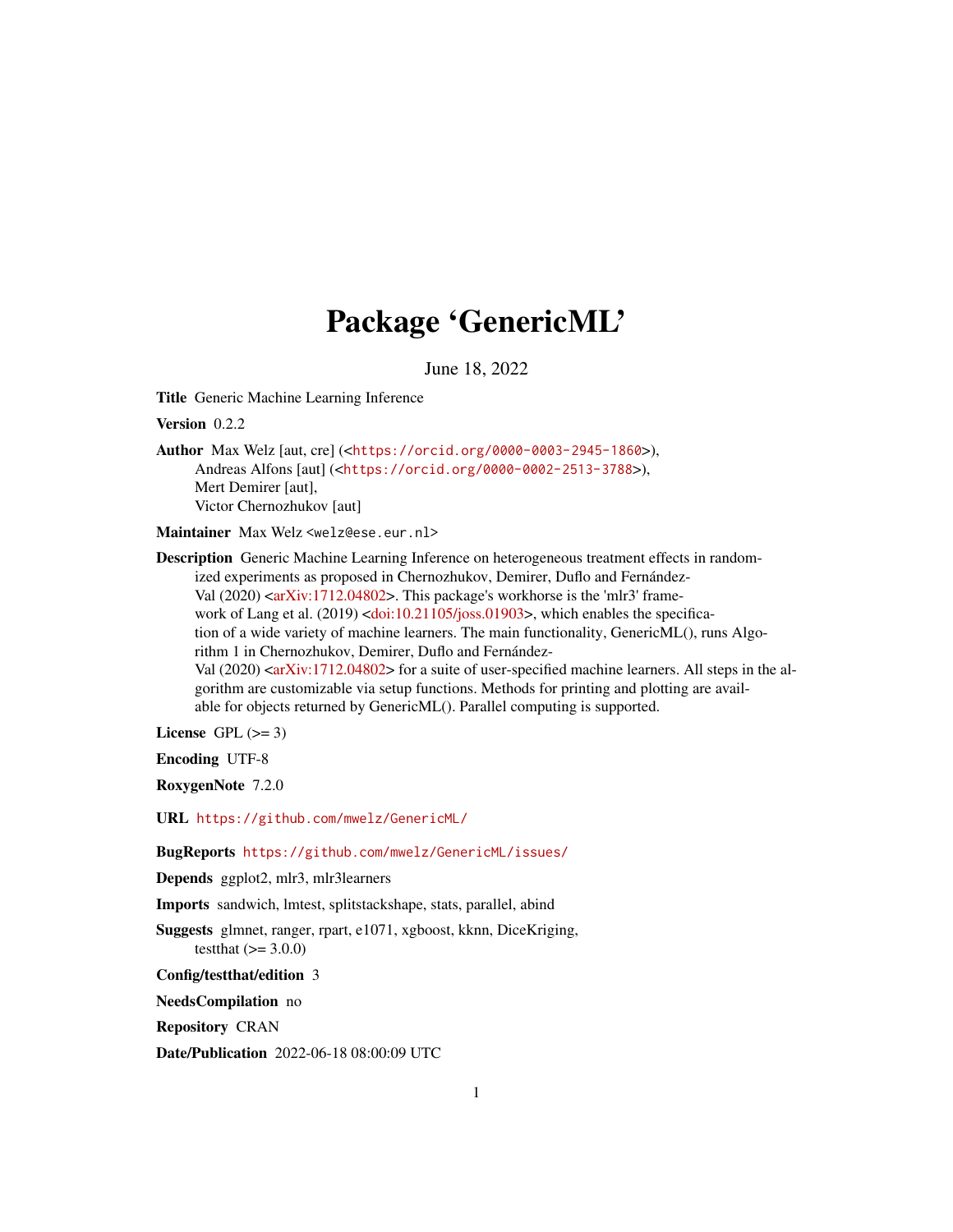# Package 'GenericML'

June 18, 2022

**Title** Generic Machine Learning Inference

**Version** 0.2.2

**Author** Max Welz [aut, cre] (<https://orcid.org/0000-0003-2945-1860>), Andreas Alfons [aut] (<https://orcid.org/0000-0002-2513-3788>), Mert Demirer [aut], Victor Chernozhukov [aut]

**Maintainer** Max Welz <welz@ese.eur.nl>

**Description** Generic Machine Learning Inference on heterogeneous treatment effects in randomized experiments as proposed in Chernozhukov, Demirer, Duflo and Fernández-Val (2020) <arXiv:1712.04802>. This package's workhorse is the 'mlr3' framework of Lang et al. (2019) <doi:10.21105/joss.01903>, which enables the specification of a wide variety of machine learners. The main functionality, GenericML(), runs Algorithm 1 in Chernozhukov, Demirer, Duflo and Fernández-Val (2020) <arXiv:1712.04802> for a suite of user-specified machine learners. All steps in the algorithm are customizable via setup functions. Methods for printing and plotting are available for objects returned by GenericML(). Parallel computing is supported.

**License** GPL (>= 3)

**Encoding** UTF-8

**RoxygenNote** 7.2.0

**URL** https://github.com/mwelz/GenericML/

**BugReports** https://github.com/mwelz/GenericML/issues/

**Depends** ggplot2, mlr3, mlr3learners

**Imports** sandwich, lmtest, splitstackshape, stats, parallel, abind

**Suggests** glmnet, ranger, rpart, e1071, xgboost, kknn, DiceKriging, testthat (>= 3.0.0)

**Config/testthat/edition** 3

**NeedsCompilation** no

**Repository** CRAN

**Date/Publication** 2022-06-18 08:00:09 UTC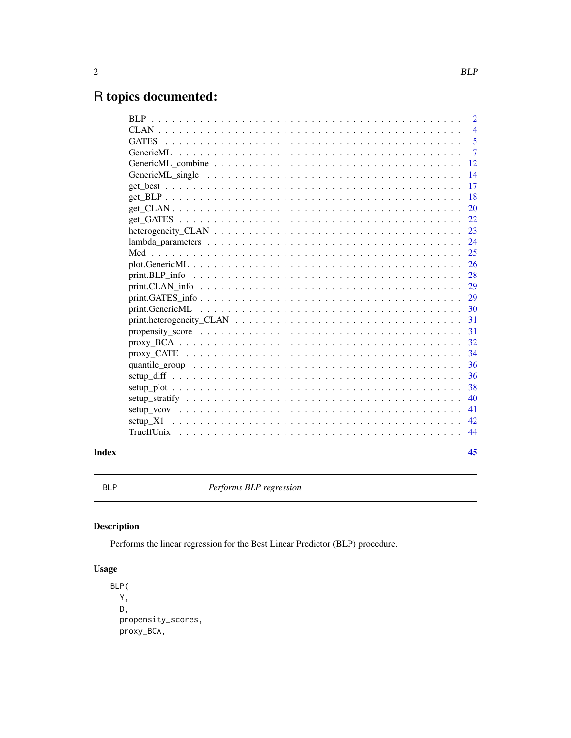# R topics documented:

| | |
|---|---|
| BLP | 2 |
| CLAN | 4 |
| GATES | 5 |
| GenericML | 7 |
| GenericML_combine | 12 |
| GenericML_single | 14 |
| get_best | 17 |
| get_BLP | 18 |
| get_CLAN | 20 |
| get_GATES | 22 |
| heterogeneity_CLAN | 23 |
| lambda_parameters | 24 |
| Med | 25 |
| plot.GenericML | 26 |
| print.BLP_info | 28 |
| print.CLAN_info | 29 |
| print.GATES_info | 29 |
| print.GenericML | 30 |
| print.heterogeneity_CLAN | 31 |
| propensity_score | 31 |
| proxy_BCA | 32 |
| proxy_CATE | 34 |
| quantile_group | 36 |
| setup_diff | 36 |
| setup_plot | 38 |
| setup_stratify | 40 |
| setup_vcov | 41 |
| setup_X1 | 42 |
| TrueIfUnix | 44 |

**Index** **45**

---

BLP *Performs BLP regression*

---

## Description

Performs the linear regression for the Best Linear Predictor (BLP) procedure.

## Usage

```
BLP(
  Y,
  D,
  propensity_scores,
  proxy_BCA,
```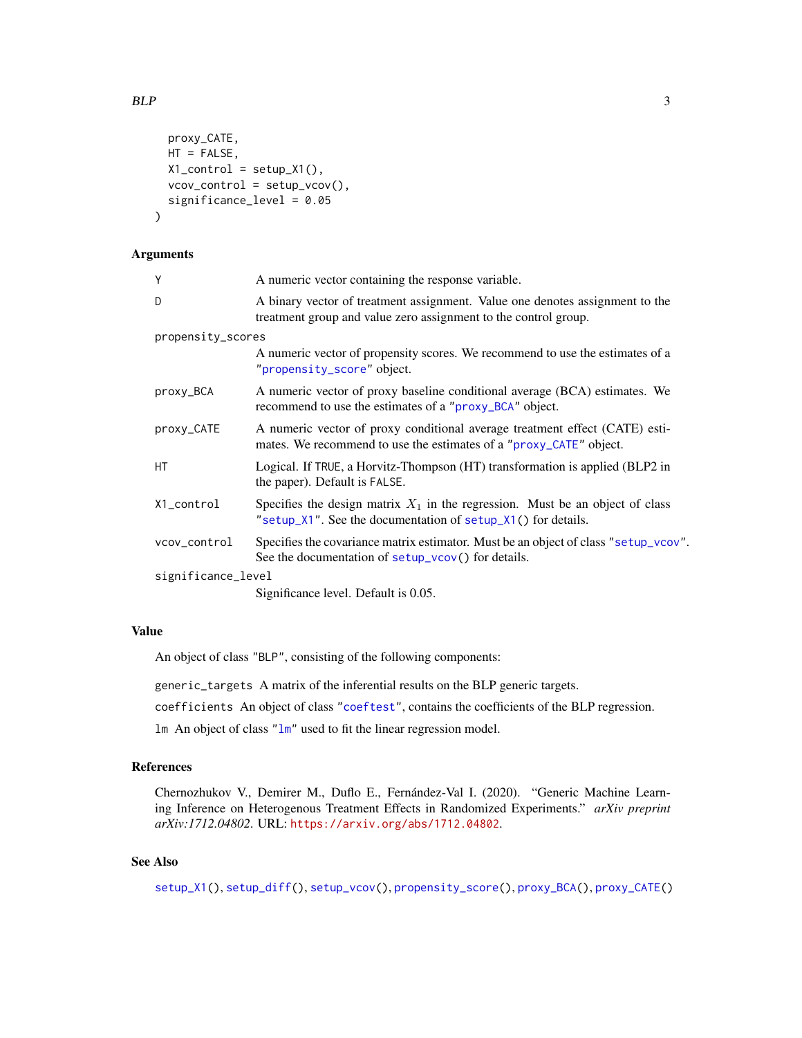```
  proxy_CATE,
  HT = FALSE,
  X1_control = setup_X1(),
  vcov_control = setup_vcov(),
  significance_level = 0.05
)
```

## Arguments

| | |
|---|---|
| `Y` | A numeric vector containing the response variable. |
| `D` | A binary vector of treatment assignment. Value one denotes assignment to the treatment group and value zero assignment to the control group. |
| `propensity_scores` | A numeric vector of propensity scores. We recommend to use the estimates of a "`propensity_score`" object. |
| `proxy_BCA` | A numeric vector of proxy baseline conditional average (BCA) estimates. We recommend to use the estimates of a "`proxy_BCA`" object. |
| `proxy_CATE` | A numeric vector of proxy conditional average treatment effect (CATE) estimates. We recommend to use the estimates of a "`proxy_CATE`" object. |
| `HT` | Logical. If `TRUE`, a Horvitz-Thompson (HT) transformation is applied (BLP2 in the paper). Default is `FALSE`. |
| `X1_control` | Specifies the design matrix $X_1$ in the regression. Must be an object of class "`setup_X1`". See the documentation of `setup_X1()` for details. |
| `vcov_control` | Specifies the covariance matrix estimator. Must be an object of class "`setup_vcov`". See the documentation of `setup_vcov()` for details. |
| `significance_level` | Significance level. Default is 0.05. |

## Value

An object of class "BLP", consisting of the following components:

`generic_targets` A matrix of the inferential results on the BLP generic targets.

`coefficients` An object of class "`coeftest`", contains the coefficients of the BLP regression.

`lm` An object of class "`lm`" used to fit the linear regression model.

## References

Chernozhukov V., Demirer M., Duflo E., Fernández-Val I. (2020). "Generic Machine Learning Inference on Heterogenous Treatment Effects in Randomized Experiments." *arXiv preprint arXiv:1712.04802*. URL: https://arxiv.org/abs/1712.04802.

## See Also

`setup_X1()`, `setup_diff()`, `setup_vcov()`, `propensity_score()`, `proxy_BCA()`, `proxy_CATE()`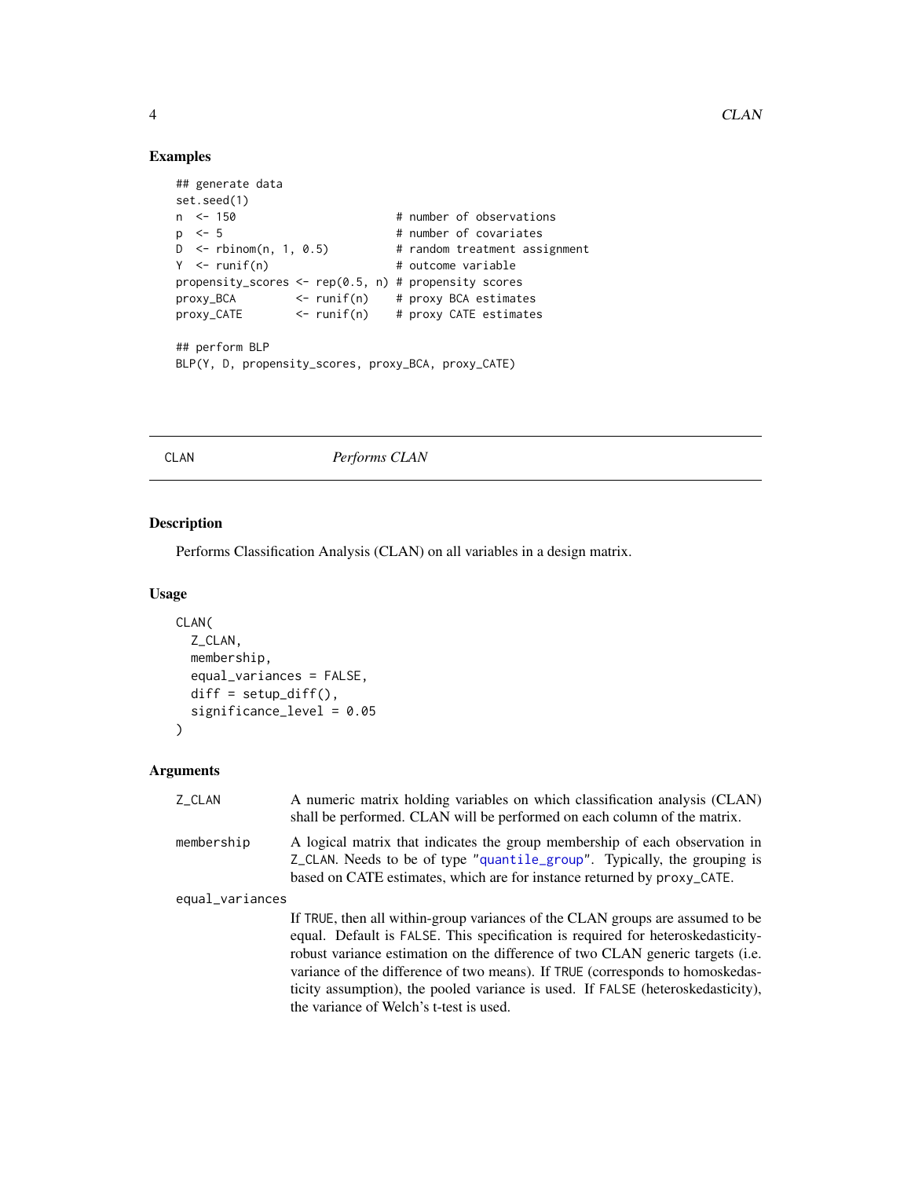## Examples

```
## generate data
set.seed(1)
n  <- 150                         # number of observations
p  <- 5                           # number of covariates
D  <- rbinom(n, 1, 0.5)           # random treatment assignment
Y  <- runif(n)                    # outcome variable
propensity_scores <- rep(0.5, n) # propensity scores
proxy_BCA         <- runif(n)    # proxy BCA estimates
proxy_CATE        <- runif(n)    # proxy CATE estimates

## perform BLP
BLP(Y, D, propensity_scores, proxy_BCA, proxy_CATE)
```

---

CLAN *Performs CLAN*

---

## Description

Performs Classification Analysis (CLAN) on all variables in a design matrix.

## Usage

```
CLAN(
  Z_CLAN,
  membership,
  equal_variances = FALSE,
  diff = setup_diff(),
  significance_level = 0.05
)
```

## Arguments

`Z_CLAN` A numeric matrix holding variables on which classification analysis (CLAN) shall be performed. CLAN will be performed on each column of the matrix.

`membership` A logical matrix that indicates the group membership of each observation in `Z_CLAN`. Needs to be of type "`quantile_group`". Typically, the grouping is based on CATE estimates, which are for instance returned by `proxy_CATE`.

`equal_variances` If `TRUE`, then all within-group variances of the CLAN groups are assumed to be equal. Default is `FALSE`. This specification is required for heteroskedasticity-robust variance estimation on the difference of two CLAN generic targets (i.e. variance of the difference of two means). If `TRUE` (corresponds to homoskedasticity assumption), the pooled variance is used. If `FALSE` (heteroskedasticity), the variance of Welch's t-test is used.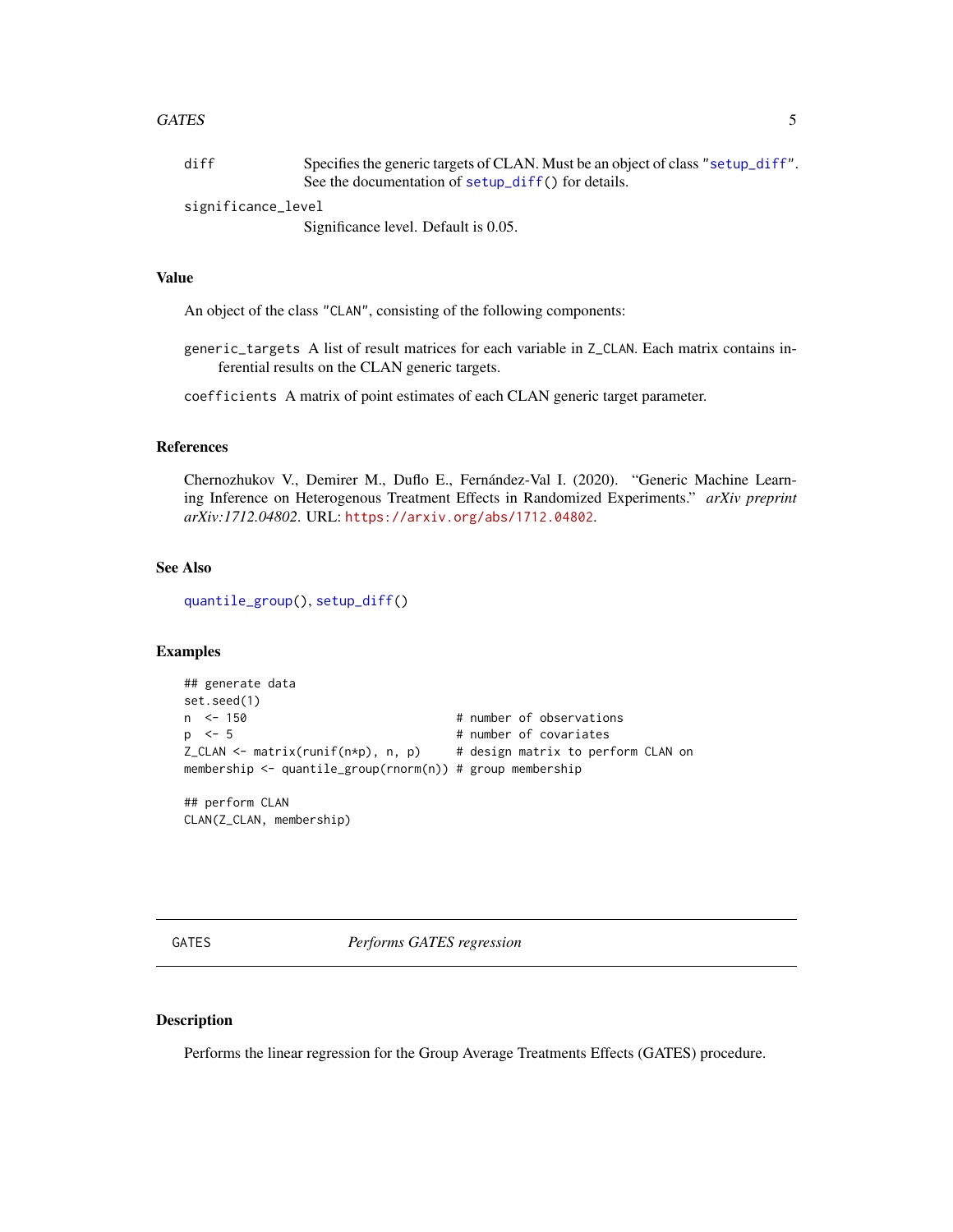| | |
|---|---|
| diff | Specifies the generic targets of CLAN. Must be an object of class "setup_diff". See the documentation of setup_diff() for details. |
| significance_level | Significance level. Default is 0.05. |

### Value

An object of the class "CLAN", consisting of the following components:

generic_targets A list of result matrices for each variable in Z_CLAN. Each matrix contains inferential results on the CLAN generic targets.

coefficients A matrix of point estimates of each CLAN generic target parameter.

### References

Chernozhukov V., Demirer M., Duflo E., Fernández-Val I. (2020). "Generic Machine Learning Inference on Heterogenous Treatment Effects in Randomized Experiments." *arXiv preprint arXiv:1712.04802*. URL: https://arxiv.org/abs/1712.04802.

### See Also

quantile_group(), setup_diff()

### Examples

```
## generate data
set.seed(1)
n  <- 150                              # number of observations
p  <- 5                                # number of covariates
Z_CLAN <- matrix(runif(n*p), n, p)     # design matrix to perform CLAN on
membership <- quantile_group(rnorm(n)) # group membership

## perform CLAN
CLAN(Z_CLAN, membership)
```

---

## GATES *Performs GATES regression*

### Description

Performs the linear regression for the Group Average Treatments Effects (GATES) procedure.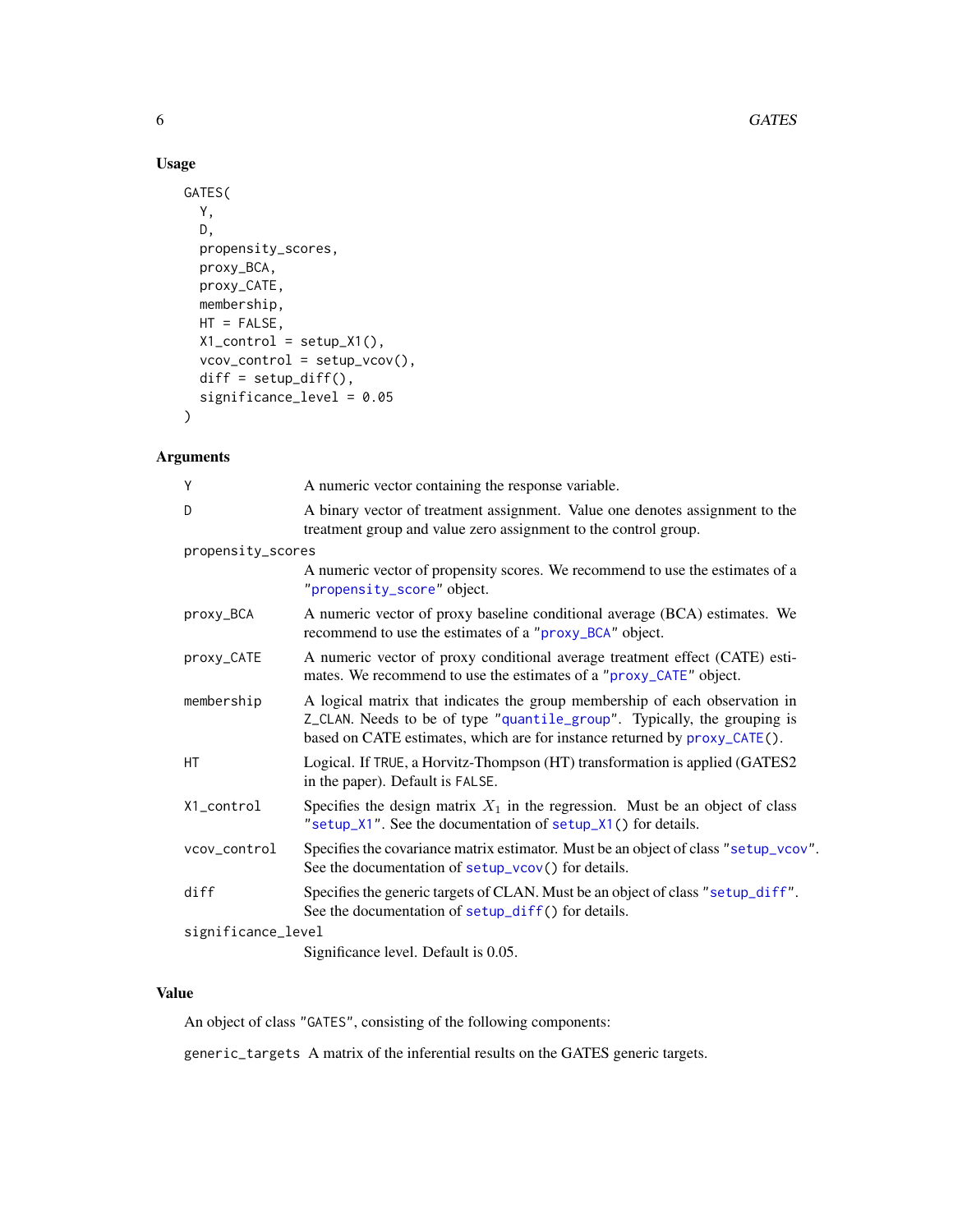### Usage

```
GATES(
  Y,
  D,
  propensity_scores,
  proxy_BCA,
  proxy_CATE,
  membership,
  HT = FALSE,
  X1_control = setup_X1(),
  vcov_control = setup_vcov(),
  diff = setup_diff(),
  significance_level = 0.05
)
```

### Arguments

| Argument | Description |
|---|---|
| `Y` | A numeric vector containing the response variable. |
| `D` | A binary vector of treatment assignment. Value one denotes assignment to the treatment group and value zero assignment to the control group. |
| `propensity_scores` | A numeric vector of propensity scores. We recommend to use the estimates of a "`propensity_score`" object. |
| `proxy_BCA` | A numeric vector of proxy baseline conditional average (BCA) estimates. We recommend to use the estimates of a "`proxy_BCA`" object. |
| `proxy_CATE` | A numeric vector of proxy conditional average treatment effect (CATE) estimates. We recommend to use the estimates of a "`proxy_CATE`" object. |
| `membership` | A logical matrix that indicates the group membership of each observation in `Z_CLAN`. Needs to be of type "`quantile_group`". Typically, the grouping is based on CATE estimates, which are for instance returned by `proxy_CATE()`. |
| `HT` | Logical. If `TRUE`, a Horvitz-Thompson (HT) transformation is applied (GATES2 in the paper). Default is `FALSE`. |
| `X1_control` | Specifies the design matrix $X_1$ in the regression. Must be an object of class "`setup_X1`". See the documentation of `setup_X1()` for details. |
| `vcov_control` | Specifies the covariance matrix estimator. Must be an object of class "`setup_vcov`". See the documentation of `setup_vcov()` for details. |
| `diff` | Specifies the generic targets of CLAN. Must be an object of class "`setup_diff`". See the documentation of `setup_diff()` for details. |
| `significance_level` | Significance level. Default is 0.05. |

### Value

An object of class "`GATES`", consisting of the following components:

`generic_targets` A matrix of the inferential results on the GATES generic targets.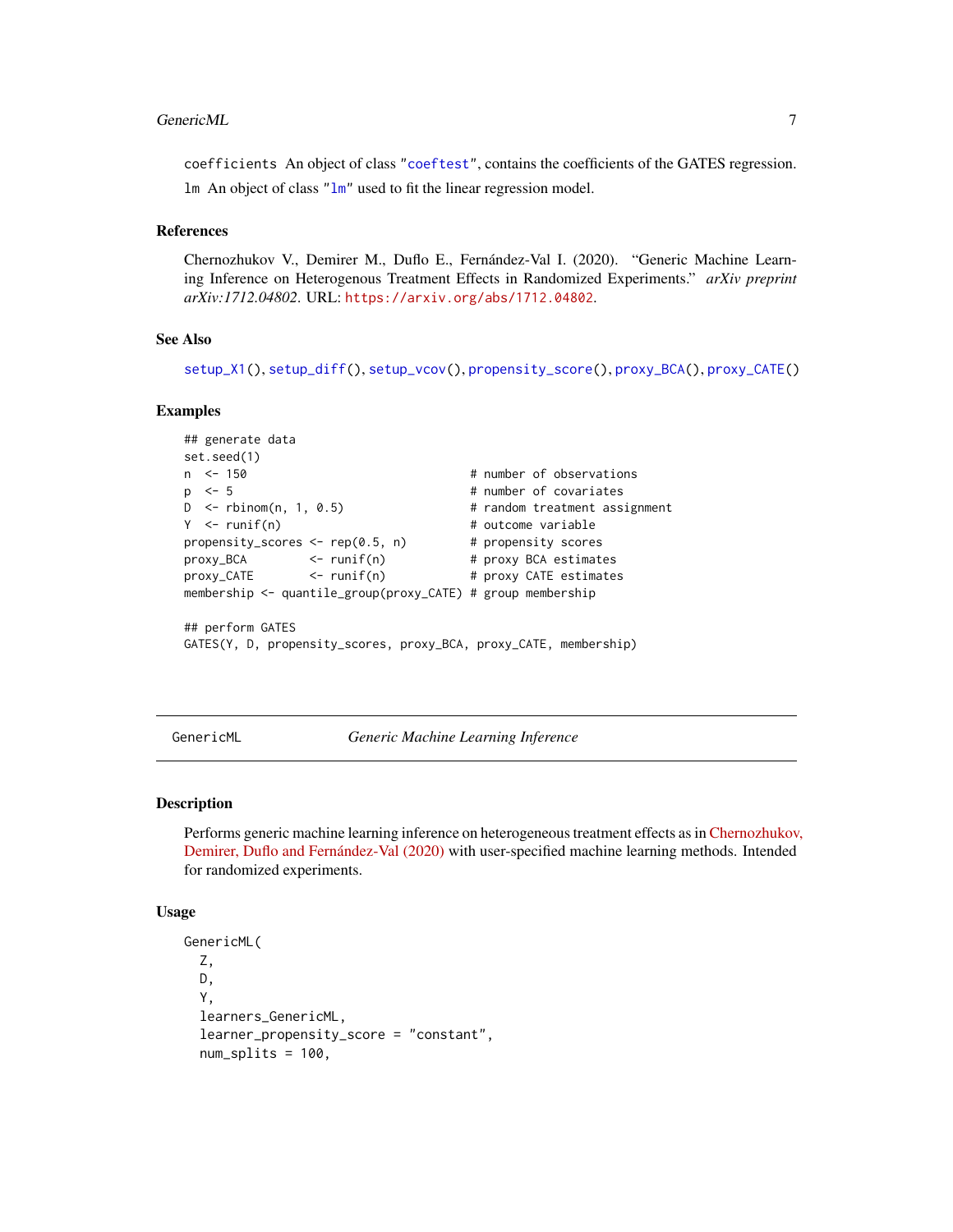`coefficients` An object of class "`coeftest`", contains the coefficients of the GATES regression.

`lm` An object of class "`lm`" used to fit the linear regression model.

### References

Chernozhukov V., Demirer M., Duflo E., Fernández-Val I. (2020). "Generic Machine Learning Inference on Heterogenous Treatment Effects in Randomized Experiments." *arXiv preprint arXiv:1712.04802*. URL: https://arxiv.org/abs/1712.04802.

### See Also

`setup_X1()`, `setup_diff()`, `setup_vcov()`, `propensity_score()`, `proxy_BCA()`, `proxy_CATE()`

### Examples

```
## generate data
set.seed(1)
n  <- 150                              # number of observations
p  <- 5                                # number of covariates
D  <- rbinom(n, 1, 0.5)                # random treatment assignment
Y  <- runif(n)                         # outcome variable
propensity_scores <- rep(0.5, n)       # propensity scores
proxy_BCA         <- runif(n)          # proxy BCA estimates
proxy_CATE        <- runif(n)          # proxy CATE estimates
membership <- quantile_group(proxy_CATE) # group membership

## perform GATES
GATES(Y, D, propensity_scores, proxy_BCA, proxy_CATE, membership)
```

---

## GenericML — *Generic Machine Learning Inference*

---

### Description

Performs generic machine learning inference on heterogeneous treatment effects as in Chernozhukov, Demirer, Duflo and Fernández-Val (2020) with user-specified machine learning methods. Intended for randomized experiments.

### Usage

```
GenericML(
  Z,
  D,
  Y,
  learners_GenericML,
  learner_propensity_score = "constant",
  num_splits = 100,
```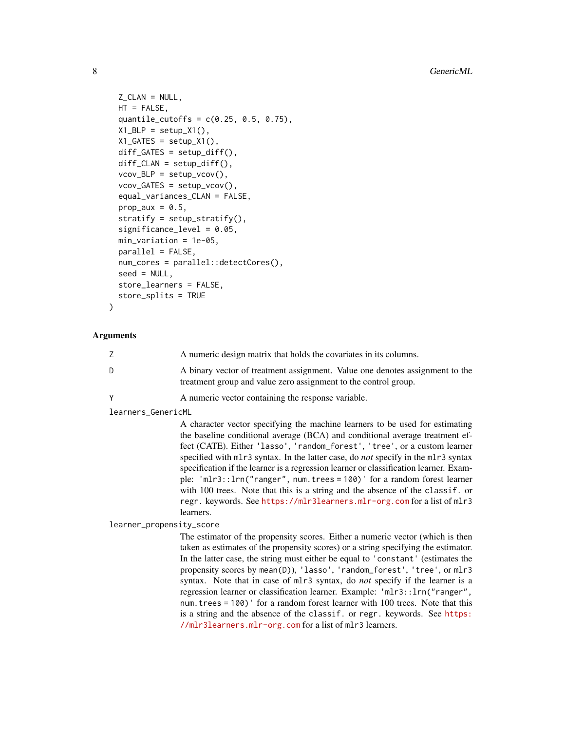```
  Z_CLAN = NULL,
  HT = FALSE,
  quantile_cutoffs = c(0.25, 0.5, 0.75),
  X1_BLP = setup_X1(),
  X1_GATES = setup_X1(),
  diff_GATES = setup_diff(),
  diff_CLAN = setup_diff(),
  vcov_BLP = setup_vcov(),
  vcov_GATES = setup_vcov(),
  equal_variances_CLAN = FALSE,
  prop_aux = 0.5,
  stratify = setup_stratify(),
  significance_level = 0.05,
  min_variation = 1e-05,
  parallel = FALSE,
  num_cores = parallel::detectCores(),
  seed = NULL,
  store_learners = FALSE,
  store_splits = TRUE
)
```

### Arguments

`Z` A numeric design matrix that holds the covariates in its columns.

`D` A binary vector of treatment assignment. Value one denotes assignment to the treatment group and value zero assignment to the control group.

`Y` A numeric vector containing the response variable.

`learners_GenericML`
A character vector specifying the machine learners to be used for estimating the baseline conditional average (BCA) and conditional average treatment effect (CATE). Either `'lasso'`, `'random_forest'`, `'tree'`, or a custom learner specified with `mlr3` syntax. In the latter case, do *not* specify in the `mlr3` syntax specification if the learner is a regression learner or classification learner. Example: `'mlr3::lrn("ranger", num.trees = 100)'` for a random forest learner with 100 trees. Note that this is a string and the absence of the `classif.` or `regr.` keywords. See https://mlr3learners.mlr-org.com for a list of `mlr3` learners.

`learner_propensity_score`
The estimator of the propensity scores. Either a numeric vector (which is then taken as estimates of the propensity scores) or a string specifying the estimator. In the latter case, the string must either be equal to `'constant'` (estimates the propensity scores by `mean(D)`), `'lasso'`, `'random_forest'`, `'tree'`, or `mlr3` syntax. Note that in case of `mlr3` syntax, do *not* specify if the learner is a regression learner or classification learner. Example: `'mlr3::lrn("ranger", num.trees = 100)'` for a random forest learner with 100 trees. Note that this is a string and the absence of the `classif.` or `regr.` keywords. See https://mlr3learners.mlr-org.com for a list of `mlr3` learners.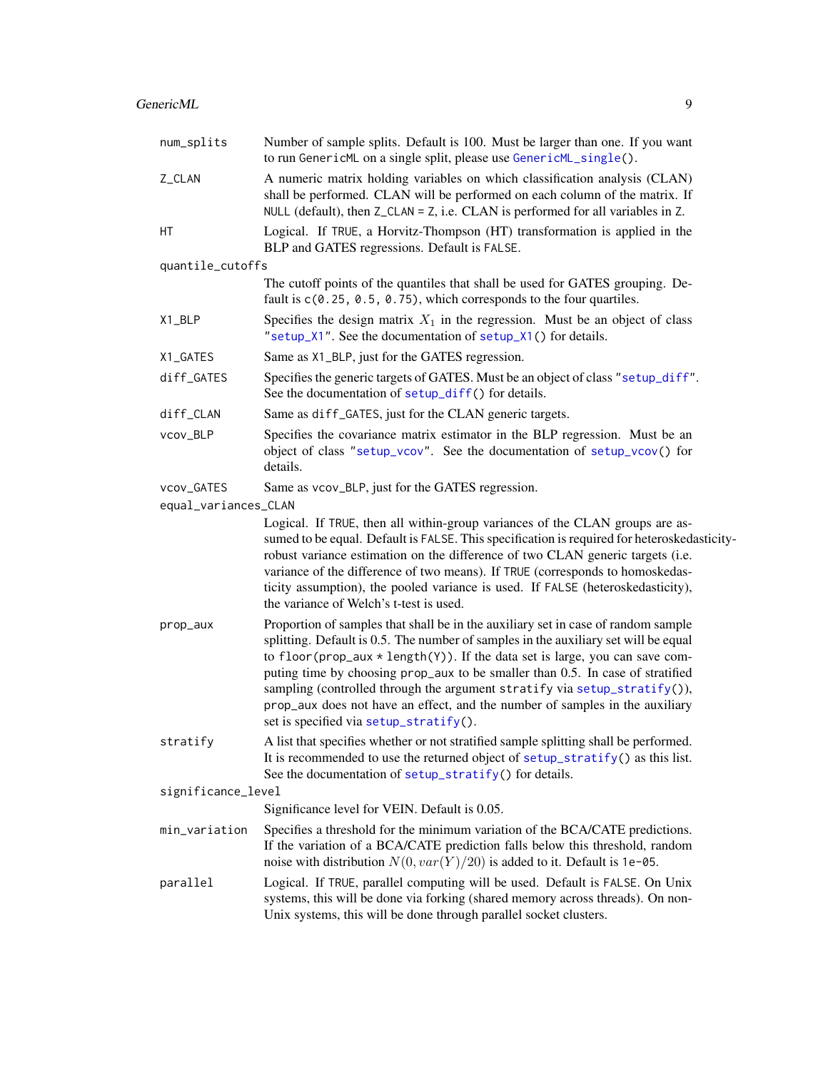`num_splits` Number of sample splits. Default is 100. Must be larger than one. If you want to run `GenericML` on a single split, please use `GenericML_single()`.

`Z_CLAN` A numeric matrix holding variables on which classification analysis (CLAN) shall be performed. CLAN will be performed on each column of the matrix. If `NULL` (default), then `Z_CLAN = Z`, i.e. CLAN is performed for all variables in `Z`.

`HT` Logical. If `TRUE`, a Horvitz-Thompson (HT) transformation is applied in the BLP and GATES regressions. Default is `FALSE`.

`quantile_cutoffs`
The cutoff points of the quantiles that shall be used for GATES grouping. Default is `c(0.25, 0.5, 0.75)`, which corresponds to the four quartiles.

`X1_BLP` Specifies the design matrix $X_1$ in the regression. Must be an object of class `"setup_X1"`. See the documentation of `setup_X1()` for details.

`X1_GATES` Same as `X1_BLP`, just for the GATES regression.

`diff_GATES` Specifies the generic targets of GATES. Must be an object of class `"setup_diff"`. See the documentation of `setup_diff()` for details.

`diff_CLAN` Same as `diff_GATES`, just for the CLAN generic targets.

`vcov_BLP` Specifies the covariance matrix estimator in the BLP regression. Must be an object of class `"setup_vcov"`. See the documentation of `setup_vcov()` for details.

`vcov_GATES` Same as `vcov_BLP`, just for the GATES regression.

`equal_variances_CLAN`
Logical. If `TRUE`, then all within-group variances of the CLAN groups are assumed to be equal. Default is `FALSE`. This specification is required for heteroskedasticity-robust variance estimation on the difference of two CLAN generic targets (i.e. variance of the difference of two means). If `TRUE` (corresponds to homoskedasticity assumption), the pooled variance is used. If `FALSE` (heteroskedasticity), the variance of Welch's t-test is used.

`prop_aux` Proportion of samples that shall be in the auxiliary set in case of random sample splitting. Default is 0.5. The number of samples in the auxiliary set will be equal to `floor(prop_aux * length(Y))`. If the data set is large, you can save computing time by choosing `prop_aux` to be smaller than 0.5. In case of stratified sampling (controlled through the argument `stratify` via `setup_stratify()`), `prop_aux` does not have an effect, and the number of samples in the auxiliary set is specified via `setup_stratify()`.

`stratify` A list that specifies whether or not stratified sample splitting shall be performed. It is recommended to use the returned object of `setup_stratify()` as this list. See the documentation of `setup_stratify()` for details.

`significance_level`
Significance level for VEIN. Default is 0.05.

`min_variation` Specifies a threshold for the minimum variation of the BCA/CATE predictions. If the variation of a BCA/CATE prediction falls below this threshold, random noise with distribution $N(0, var(Y)/20)$ is added to it. Default is `1e-05`.

`parallel` Logical. If `TRUE`, parallel computing will be used. Default is `FALSE`. On Unix systems, this will be done via forking (shared memory across threads). On non-Unix systems, this will be done through parallel socket clusters.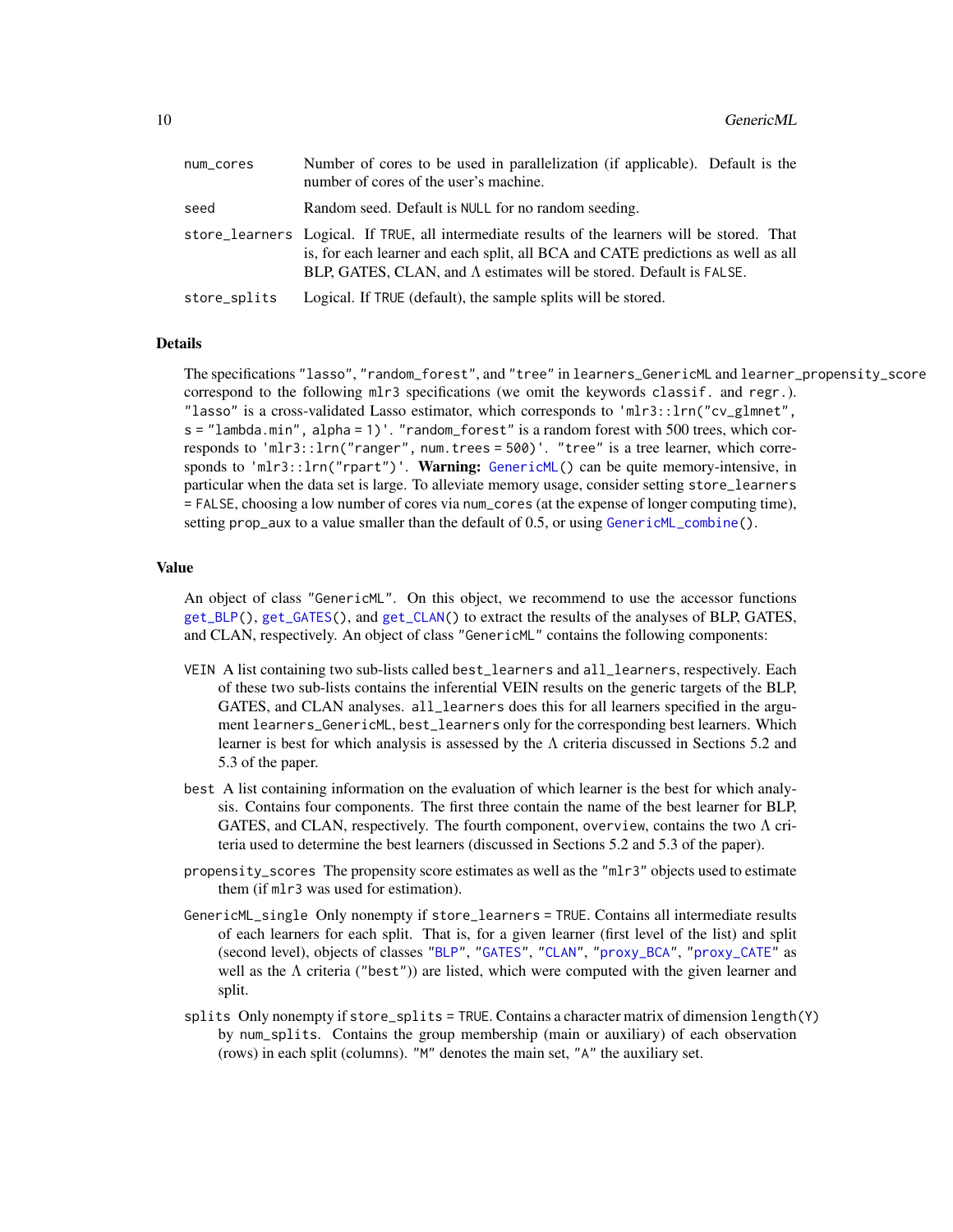| | |
|---|---|
| num_cores | Number of cores to be used in parallelization (if applicable). Default is the number of cores of the user's machine. |
| seed | Random seed. Default is NULL for no random seeding. |
| store_learners | Logical. If TRUE, all intermediate results of the learners will be stored. That is, for each learner and each split, all BCA and CATE predictions as well as all BLP, GATES, CLAN, and $\Lambda$ estimates will be stored. Default is FALSE. |
| store_splits | Logical. If TRUE (default), the sample splits will be stored. |

## Details

The specifications "lasso", "random_forest", and "tree" in learners_GenericML and learner_propensity_score correspond to the following mlr3 specifications (we omit the keywords classif. and regr.). "lasso" is a cross-validated Lasso estimator, which corresponds to 'mlr3::lrn("cv_glmnet", s = "lambda.min", alpha = 1)'. "random_forest" is a random forest with 500 trees, which corresponds to 'mlr3::lrn("ranger", num.trees = 500)'. "tree" is a tree learner, which corresponds to 'mlr3::lrn("rpart")'. **Warning:** GenericML() can be quite memory-intensive, in particular when the data set is large. To alleviate memory usage, consider setting store_learners = FALSE, choosing a low number of cores via num_cores (at the expense of longer computing time), setting prop_aux to a value smaller than the default of 0.5, or using GenericML_combine().

## Value

An object of class "GenericML". On this object, we recommend to use the accessor functions get_BLP(), get_GATES(), and get_CLAN() to extract the results of the analyses of BLP, GATES, and CLAN, respectively. An object of class "GenericML" contains the following components:

- VEIN A list containing two sub-lists called best_learners and all_learners, respectively. Each of these two sub-lists contains the inferential VEIN results on the generic targets of the BLP, GATES, and CLAN analyses. all_learners does this for all learners specified in the argument learners_GenericML, best_learners only for the corresponding best learners. Which learner is best for which analysis is assessed by the $\Lambda$ criteria discussed in Sections 5.2 and 5.3 of the paper.
- best A list containing information on the evaluation of which learner is the best for which analysis. Contains four components. The first three contain the name of the best learner for BLP, GATES, and CLAN, respectively. The fourth component, overview, contains the two $\Lambda$ criteria used to determine the best learners (discussed in Sections 5.2 and 5.3 of the paper).
- propensity_scores The propensity score estimates as well as the "mlr3" objects used to estimate them (if mlr3 was used for estimation).
- GenericML_single Only nonempty if store_learners = TRUE. Contains all intermediate results of each learners for each split. That is, for a given learner (first level of the list) and split (second level), objects of classes "BLP", "GATES", "CLAN", "proxy_BCA", "proxy_CATE" as well as the $\Lambda$ criteria ("best")) are listed, which were computed with the given learner and split.
- splits Only nonempty if store_splits = TRUE. Contains a character matrix of dimension length(Y) by num_splits. Contains the group membership (main or auxiliary) of each observation (rows) in each split (columns). "M" denotes the main set, "A" the auxiliary set.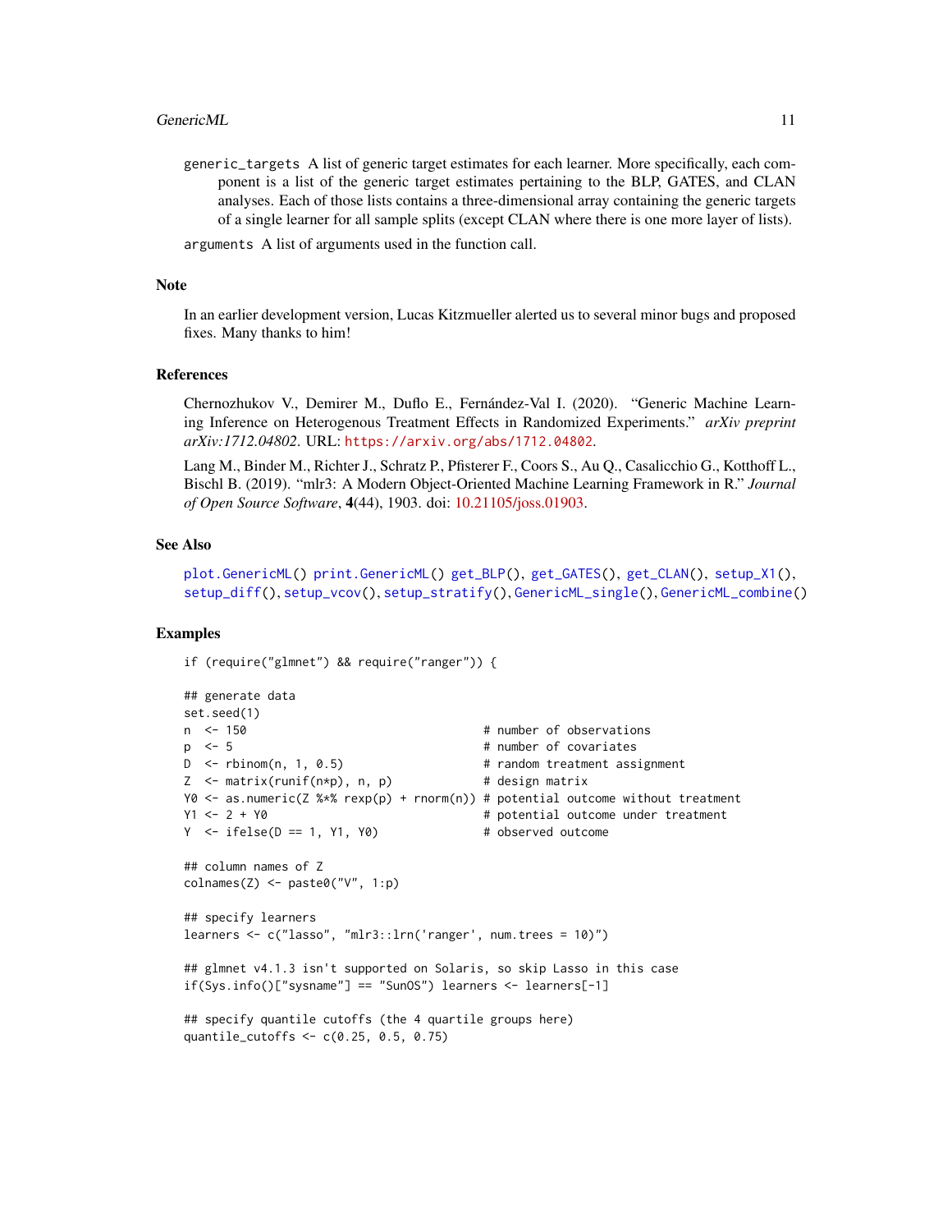generic_targets A list of generic target estimates for each learner. More specifically, each component is a list of the generic target estimates pertaining to the BLP, GATES, and CLAN analyses. Each of those lists contains a three-dimensional array containing the generic targets of a single learner for all sample splits (except CLAN where there is one more layer of lists).

arguments A list of arguments used in the function call.

## Note

In an earlier development version, Lucas Kitzmueller alerted us to several minor bugs and proposed fixes. Many thanks to him!

## References

Chernozhukov V., Demirer M., Duflo E., Fernández-Val I. (2020). "Generic Machine Learning Inference on Heterogenous Treatment Effects in Randomized Experiments." *arXiv preprint arXiv:1712.04802*. URL: https://arxiv.org/abs/1712.04802.

Lang M., Binder M., Richter J., Schratz P., Pfisterer F., Coors S., Au Q., Casalicchio G., Kotthoff L., Bischl B. (2019). "mlr3: A Modern Object-Oriented Machine Learning Framework in R." *Journal of Open Source Software*, **4**(44), 1903. doi: 10.21105/joss.01903.

## See Also

plot.GenericML() print.GenericML() get_BLP(), get_GATES(), get_CLAN(), setup_X1(), setup_diff(), setup_vcov(), setup_stratify(), GenericML_single(), GenericML_combine()

## Examples

```
if (require("glmnet") && require("ranger")) {

## generate data
set.seed(1)
n  <- 150                                  # number of observations
p  <- 5                                    # number of covariates
D  <- rbinom(n, 1, 0.5)                    # random treatment assignment
Z  <- matrix(runif(n*p), n, p)             # design matrix
Y0 <- as.numeric(Z %*% rexp(p) + rnorm(n)) # potential outcome without treatment
Y1 <- 2 + Y0                               # potential outcome under treatment
Y  <- ifelse(D == 1, Y1, Y0)               # observed outcome

## column names of Z
colnames(Z) <- paste0("V", 1:p)

## specify learners
learners <- c("lasso", "mlr3::lrn('ranger', num.trees = 10)")

## glmnet v4.1.3 isn't supported on Solaris, so skip Lasso in this case
if(Sys.info()["sysname"] == "SunOS") learners <- learners[-1]

## specify quantile cutoffs (the 4 quartile groups here)
quantile_cutoffs <- c(0.25, 0.5, 0.75)
```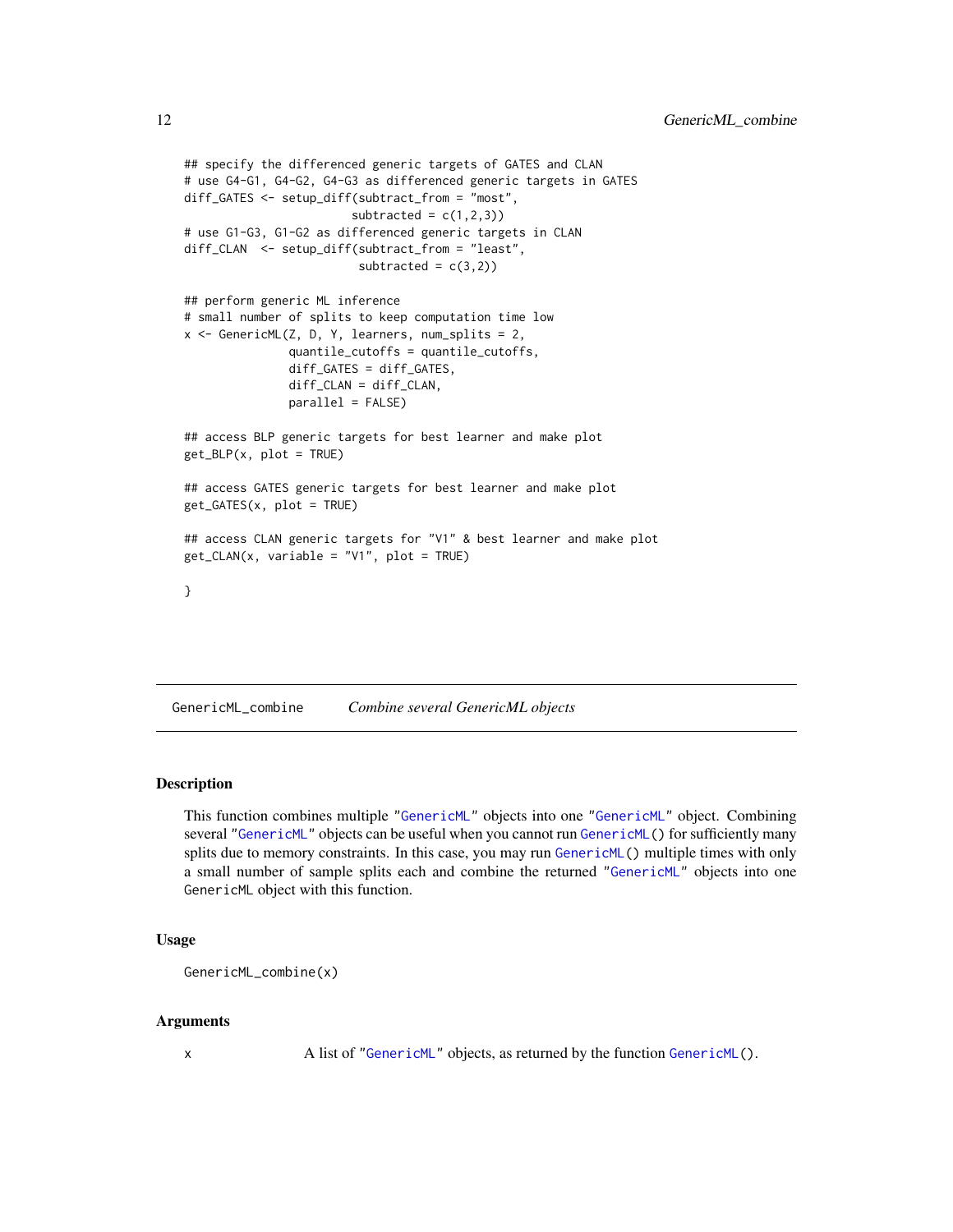```
## specify the differenced generic targets of GATES and CLAN
# use G4-G1, G4-G2, G4-G3 as differenced generic targets in GATES
diff_GATES <- setup_diff(subtract_from = "most",
                         subtracted = c(1,2,3))
# use G1-G3, G1-G2 as differenced generic targets in CLAN
diff_CLAN  <- setup_diff(subtract_from = "least",
                          subtracted = c(3,2))

## perform generic ML inference
# small number of splits to keep computation time low
x <- GenericML(Z, D, Y, learners, num_splits = 2,
               quantile_cutoffs = quantile_cutoffs,
               diff_GATES = diff_GATES,
               diff_CLAN = diff_CLAN,
               parallel = FALSE)

## access BLP generic targets for best learner and make plot
get_BLP(x, plot = TRUE)

## access GATES generic targets for best learner and make plot
get_GATES(x, plot = TRUE)

## access CLAN generic targets for "V1" & best learner and make plot
get_CLAN(x, variable = "V1", plot = TRUE)

}
```

## GenericML_combine — *Combine several GenericML objects*

### Description

This function combines multiple "GenericML" objects into one "GenericML" object. Combining several "GenericML" objects can be useful when you cannot run GenericML() for sufficiently many splits due to memory constraints. In this case, you may run GenericML() multiple times with only a small number of sample splits each and combine the returned "GenericML" objects into one GenericML object with this function.

### Usage

```
GenericML_combine(x)
```

### Arguments

| | |
|---|---|
| x | A list of "GenericML" objects, as returned by the function GenericML(). |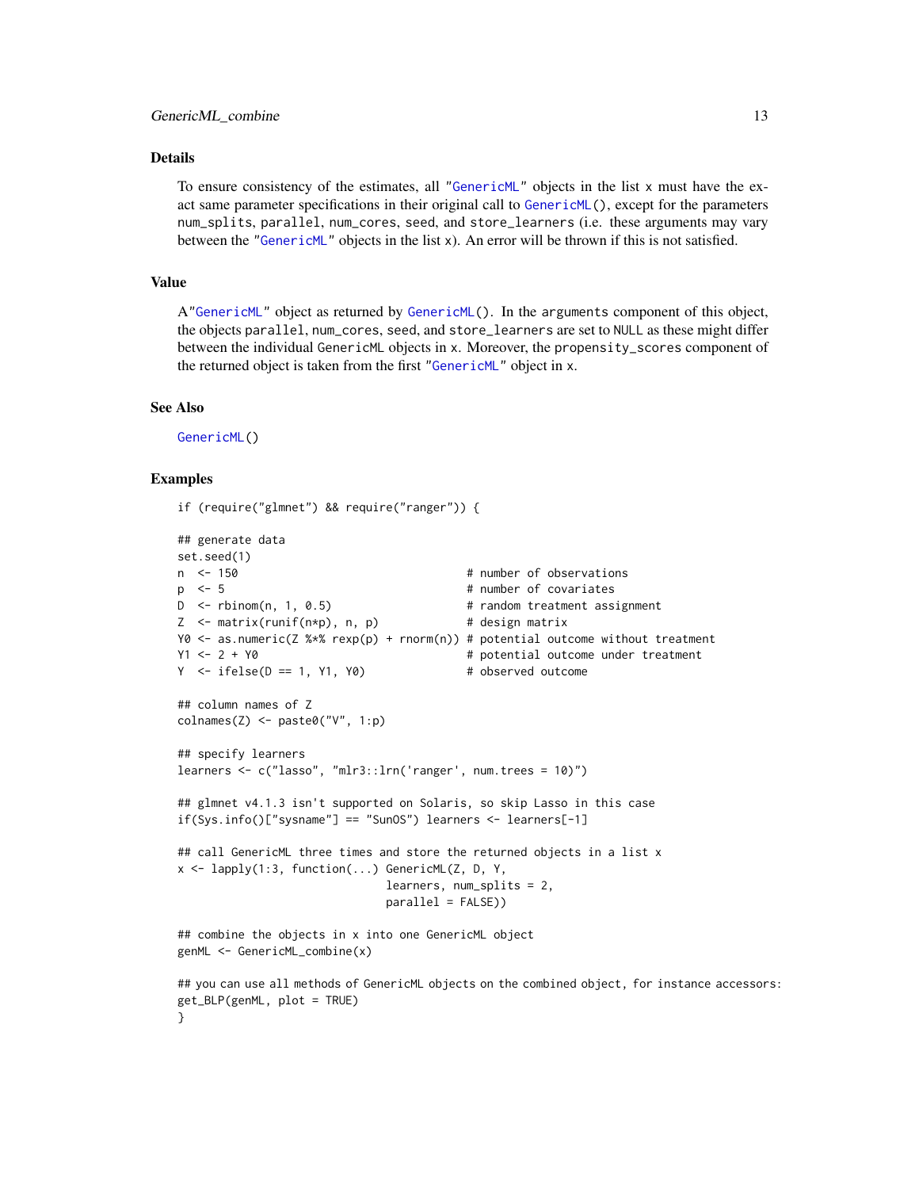## Details

To ensure consistency of the estimates, all "GenericML" objects in the list x must have the exact same parameter specifications in their original call to GenericML(), except for the parameters num_splits, parallel, num_cores, seed, and store_learners (i.e. these arguments may vary between the "GenericML" objects in the list x). An error will be thrown if this is not satisfied.

## Value

A "GenericML" object as returned by GenericML(). In the arguments component of this object, the objects parallel, num_cores, seed, and store_learners are set to NULL as these might differ between the individual GenericML objects in x. Moreover, the propensity_scores component of the returned object is taken from the first "GenericML" object in x.

## See Also

GenericML()

## Examples

```
if (require("glmnet") && require("ranger")) {

## generate data
set.seed(1)
n  <- 150                                  # number of observations
p  <- 5                                    # number of covariates
D  <- rbinom(n, 1, 0.5)                    # random treatment assignment
Z  <- matrix(runif(n*p), n, p)             # design matrix
Y0 <- as.numeric(Z %*% rexp(p) + rnorm(n)) # potential outcome without treatment
Y1 <- 2 + Y0                               # potential outcome under treatment
Y  <- ifelse(D == 1, Y1, Y0)               # observed outcome

## column names of Z
colnames(Z) <- paste0("V", 1:p)

## specify learners
learners <- c("lasso", "mlr3::lrn('ranger', num.trees = 10)")

## glmnet v4.1.3 isn't supported on Solaris, so skip Lasso in this case
if(Sys.info()["sysname"] == "SunOS") learners <- learners[-1]

## call GenericML three times and store the returned objects in a list x
x <- lapply(1:3, function(...) GenericML(Z, D, Y,
                              learners, num_splits = 2,
                              parallel = FALSE))

## combine the objects in x into one GenericML object
genML <- GenericML_combine(x)

## you can use all methods of GenericML objects on the combined object, for instance accessors:
get_BLP(genML, plot = TRUE)
}
```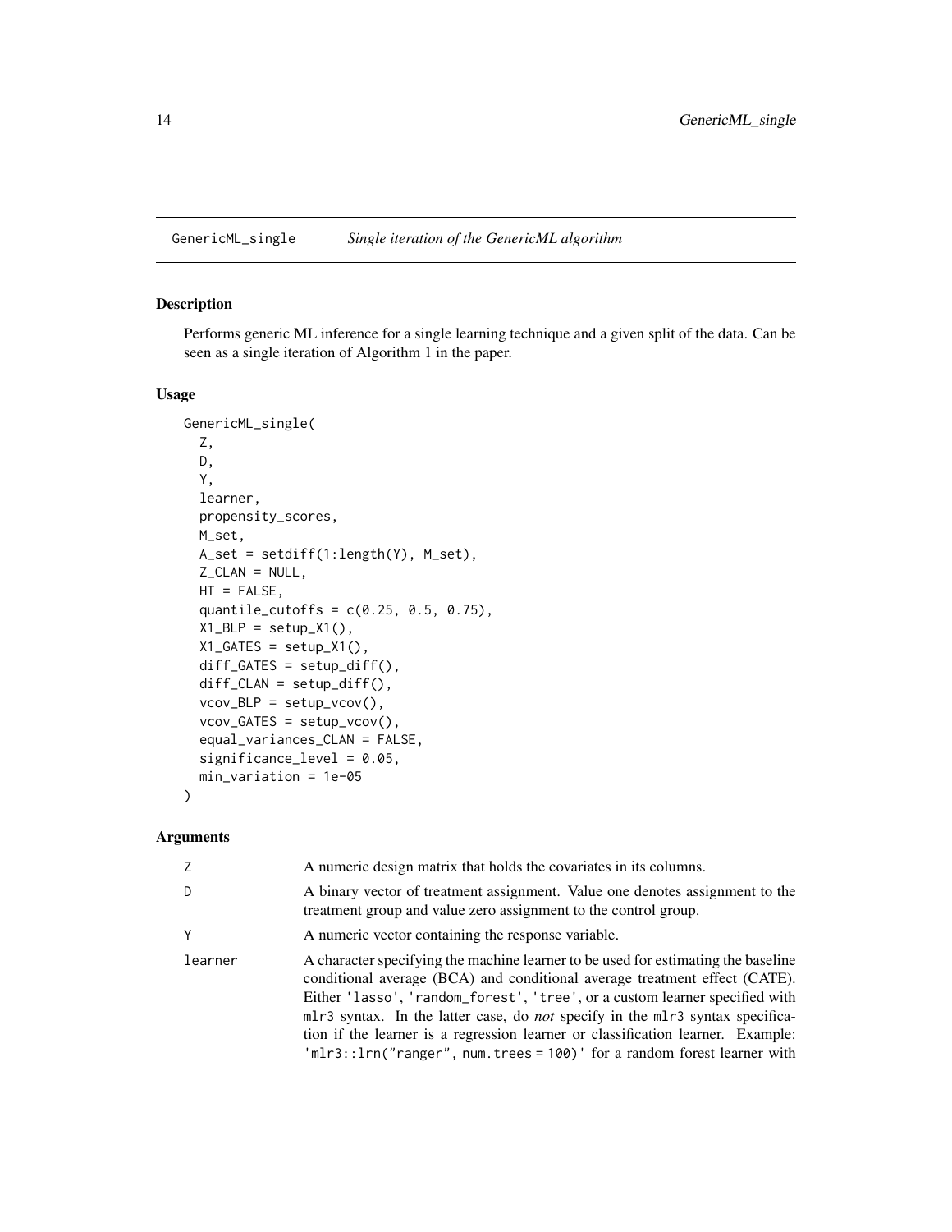# GenericML_single *Single iteration of the GenericML algorithm*

## Description

Performs generic ML inference for a single learning technique and a given split of the data. Can be seen as a single iteration of Algorithm 1 in the paper.

## Usage

```
GenericML_single(
  Z,
  D,
  Y,
  learner,
  propensity_scores,
  M_set,
  A_set = setdiff(1:length(Y), M_set),
  Z_CLAN = NULL,
  HT = FALSE,
  quantile_cutoffs = c(0.25, 0.5, 0.75),
  X1_BLP = setup_X1(),
  X1_GATES = setup_X1(),
  diff_GATES = setup_diff(),
  diff_CLAN = setup_diff(),
  vcov_BLP = setup_vcov(),
  vcov_GATES = setup_vcov(),
  equal_variances_CLAN = FALSE,
  significance_level = 0.05,
  min_variation = 1e-05
)
```

## Arguments

| | |
|---|---|
| `Z` | A numeric design matrix that holds the covariates in its columns. |
| `D` | A binary vector of treatment assignment. Value one denotes assignment to the treatment group and value zero assignment to the control group. |
| `Y` | A numeric vector containing the response variable. |
| `learner` | A character specifying the machine learner to be used for estimating the baseline conditional average (BCA) and conditional average treatment effect (CATE). Either `'lasso'`, `'random_forest'`, `'tree'`, or a custom learner specified with `mlr3` syntax. In the latter case, do *not* specify in the `mlr3` syntax specification if the learner is a regression learner or classification learner. Example: `'mlr3::lrn("ranger", num.trees = 100)'` for a random forest learner with |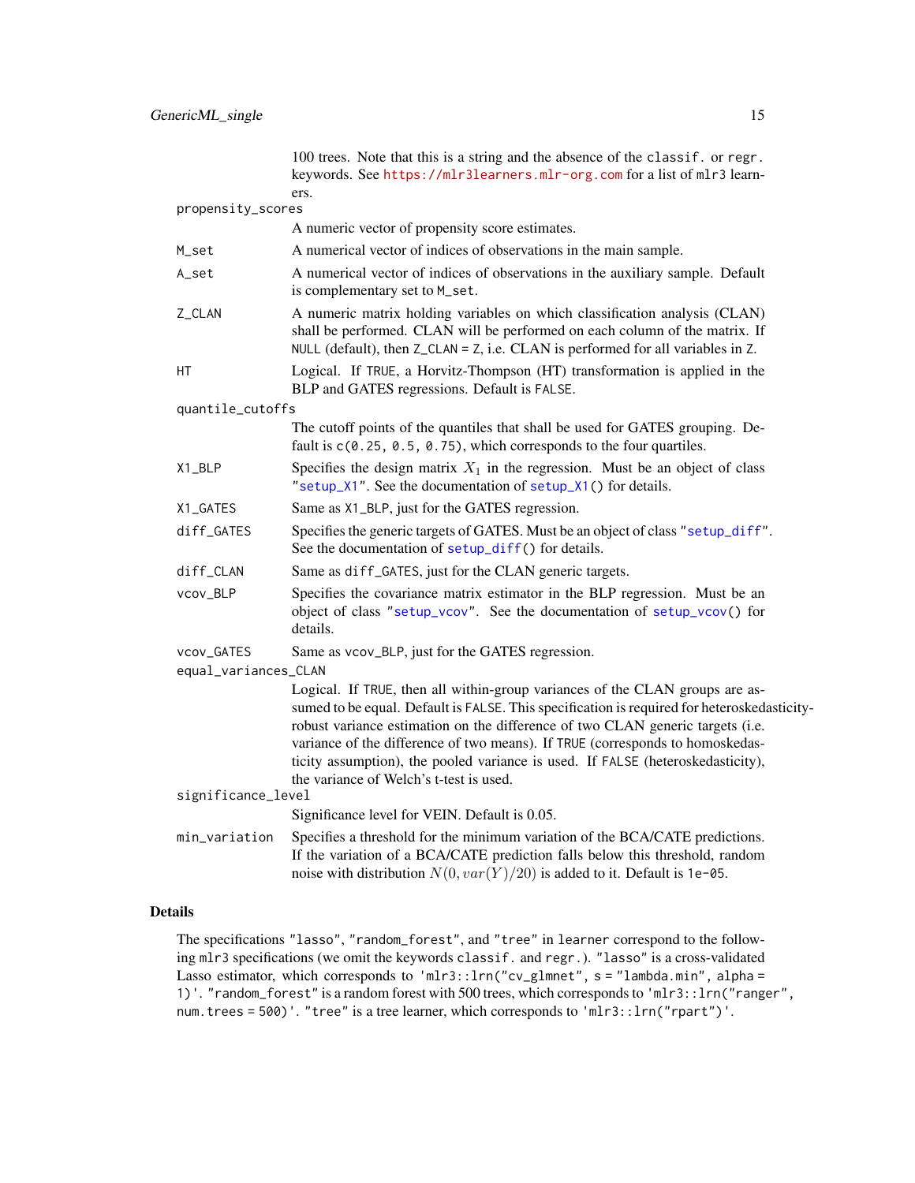100 trees. Note that this is a string and the absence of the `classif.` or `regr.` keywords. See https://mlr3learners.mlr-org.com for a list of `mlr3` learners.

`propensity_scores`
: A numeric vector of propensity score estimates.

`M_set`
: A numerical vector of indices of observations in the main sample.

`A_set`
: A numerical vector of indices of observations in the auxiliary sample. Default is complementary set to `M_set`.

`Z_CLAN`
: A numeric matrix holding variables on which classification analysis (CLAN) shall be performed. CLAN will be performed on each column of the matrix. If `NULL` (default), then `Z_CLAN = Z`, i.e. CLAN is performed for all variables in `Z`.

`HT`
: Logical. If `TRUE`, a Horvitz-Thompson (HT) transformation is applied in the BLP and GATES regressions. Default is `FALSE`.

`quantile_cutoffs`
: The cutoff points of the quantiles that shall be used for GATES grouping. Default is `c(0.25, 0.5, 0.75)`, which corresponds to the four quartiles.

`X1_BLP`
: Specifies the design matrix $X_1$ in the regression. Must be an object of class `"setup_X1"`. See the documentation of `setup_X1()` for details.

`X1_GATES`
: Same as `X1_BLP`, just for the GATES regression.

`diff_GATES`
: Specifies the generic targets of GATES. Must be an object of class `"setup_diff"`. See the documentation of `setup_diff()` for details.

`diff_CLAN`
: Same as `diff_GATES`, just for the CLAN generic targets.

`vcov_BLP`
: Specifies the covariance matrix estimator in the BLP regression. Must be an object of class `"setup_vcov"`. See the documentation of `setup_vcov()` for details.

`vcov_GATES`
: Same as `vcov_BLP`, just for the GATES regression.

`equal_variances_CLAN`
: Logical. If `TRUE`, then all within-group variances of the CLAN groups are assumed to be equal. Default is `FALSE`. This specification is required for heteroskedasticity-robust variance estimation on the difference of two CLAN generic targets (i.e. variance of the difference of two means). If `TRUE` (corresponds to homoskedasticity assumption), the pooled variance is used. If `FALSE` (heteroskedasticity), the variance of Welch's t-test is used.

`significance_level`
: Significance level for VEIN. Default is 0.05.

`min_variation`
: Specifies a threshold for the minimum variation of the BCA/CATE predictions. If the variation of a BCA/CATE prediction falls below this threshold, random noise with distribution $N(0, var(Y)/20)$ is added to it. Default is `1e-05`.

## Details

The specifications `"lasso"`, `"random_forest"`, and `"tree"` in `learner` correspond to the following `mlr3` specifications (we omit the keywords `classif.` and `regr.`). `"lasso"` is a cross-validated Lasso estimator, which corresponds to `'mlr3::lrn("cv_glmnet", s = "lambda.min", alpha = 1)'`. `"random_forest"` is a random forest with 500 trees, which corresponds to `'mlr3::lrn("ranger", num.trees = 500)'`. `"tree"` is a tree learner, which corresponds to `'mlr3::lrn("rpart")'`.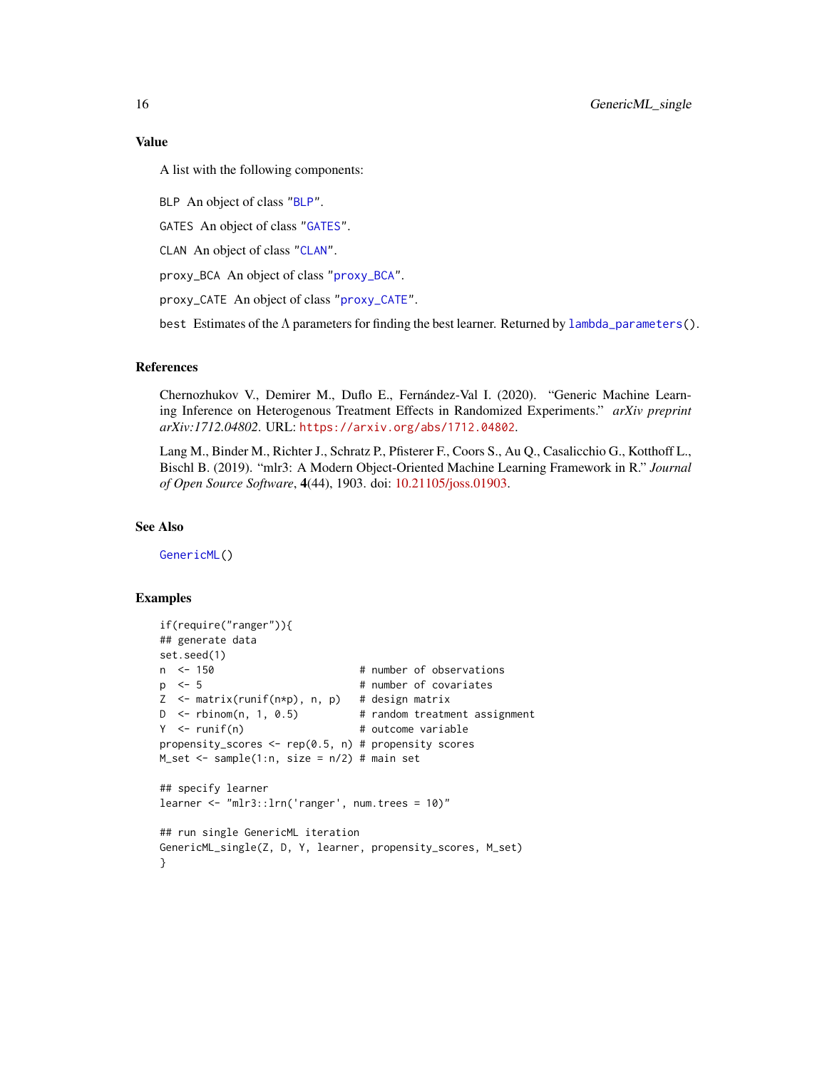## Value

A list with the following components:

BLP An object of class "BLP".

GATES An object of class "GATES".

CLAN An object of class "CLAN".

proxy_BCA An object of class "proxy_BCA".

proxy_CATE An object of class "proxy_CATE".

best Estimates of the $\Lambda$ parameters for finding the best learner. Returned by lambda_parameters().

## References

Chernozhukov V., Demirer M., Duflo E., Fernández-Val I. (2020). "Generic Machine Learning Inference on Heterogenous Treatment Effects in Randomized Experiments." *arXiv preprint arXiv:1712.04802*. URL: https://arxiv.org/abs/1712.04802.

Lang M., Binder M., Richter J., Schratz P., Pfisterer F., Coors S., Au Q., Casalicchio G., Kotthoff L., Bischl B. (2019). "mlr3: A Modern Object-Oriented Machine Learning Framework in R." *Journal of Open Source Software*, **4**(44), 1903. doi: 10.21105/joss.01903.

## See Also

GenericML()

## Examples

```
if(require("ranger")){
## generate data
set.seed(1)
n  <- 150                        # number of observations
p  <- 5                          # number of covariates
Z  <- matrix(runif(n*p), n, p)   # design matrix
D  <- rbinom(n, 1, 0.5)          # random treatment assignment
Y  <- runif(n)                   # outcome variable
propensity_scores <- rep(0.5, n) # propensity scores
M_set <- sample(1:n, size = n/2) # main set

## specify learner
learner <- "mlr3::lrn('ranger', num.trees = 10)"

## run single GenericML iteration
GenericML_single(Z, D, Y, learner, propensity_scores, M_set)
}
```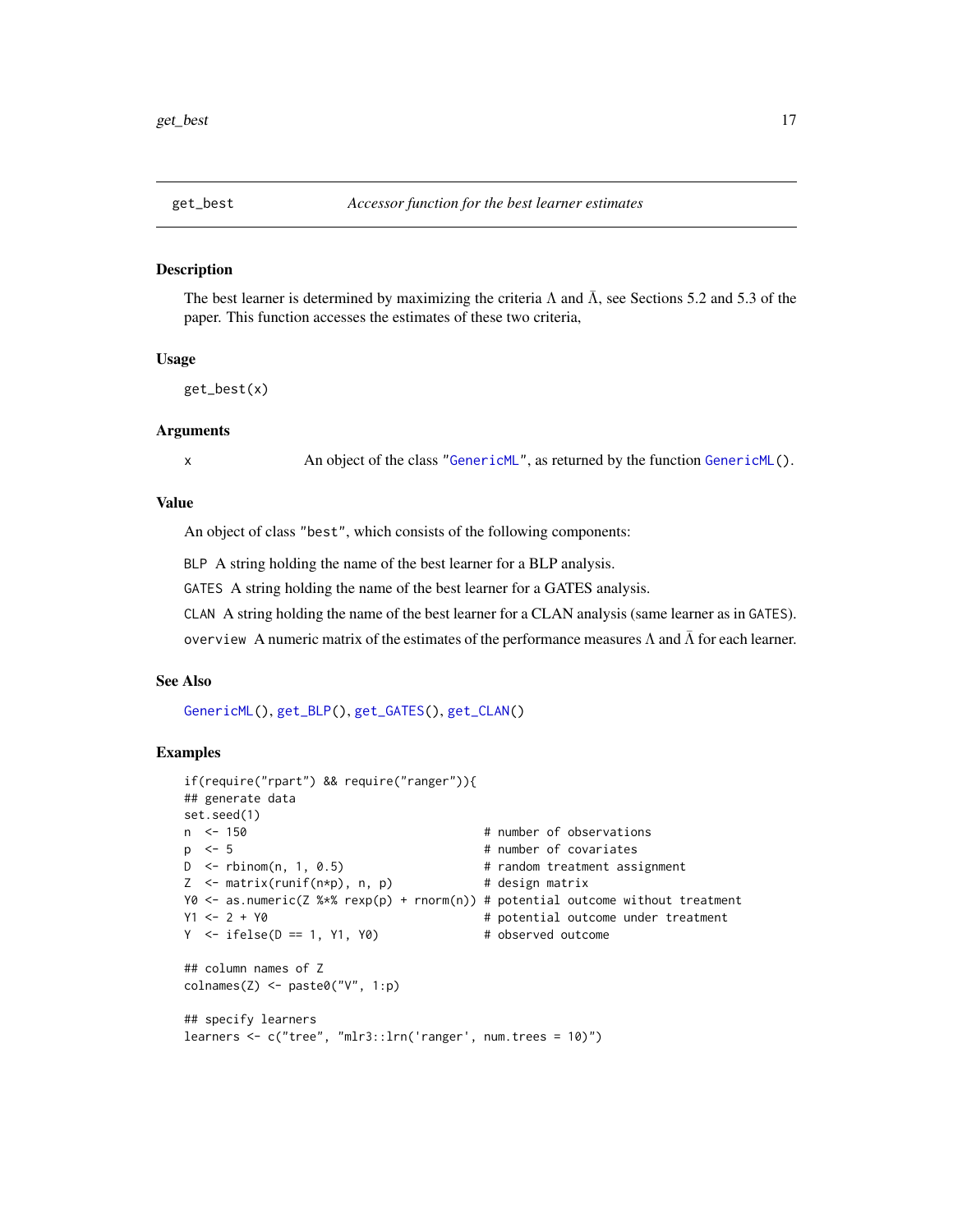## get_best — *Accessor function for the best learner estimates*

### Description

The best learner is determined by maximizing the criteria $\Lambda$ and $\bar{\Lambda}$, see Sections 5.2 and 5.3 of the paper. This function accesses the estimates of these two criteria,

### Usage

```
get_best(x)
```

### Arguments

`x` An object of the class `"GenericML"`, as returned by the function `GenericML()`.

### Value

An object of class `"best"`, which consists of the following components:

`BLP` A string holding the name of the best learner for a BLP analysis.

`GATES` A string holding the name of the best learner for a GATES analysis.

`CLAN` A string holding the name of the best learner for a CLAN analysis (same learner as in `GATES`).

`overview` A numeric matrix of the estimates of the performance measures $\Lambda$ and $\bar{\Lambda}$ for each learner.

### See Also

`GenericML()`, `get_BLP()`, `get_GATES()`, `get_CLAN()`

### Examples

```
if(require("rpart") && require("ranger")){
## generate data
set.seed(1)
n  <- 150                                  # number of observations
p  <- 5                                    # number of covariates
D  <- rbinom(n, 1, 0.5)                    # random treatment assignment
Z  <- matrix(runif(n*p), n, p)             # design matrix
Y0 <- as.numeric(Z %*% rexp(p) + rnorm(n)) # potential outcome without treatment
Y1 <- 2 + Y0                               # potential outcome under treatment
Y  <- ifelse(D == 1, Y1, Y0)               # observed outcome

## column names of Z
colnames(Z) <- paste0("V", 1:p)

## specify learners
learners <- c("tree", "mlr3::lrn('ranger', num.trees = 10)")
```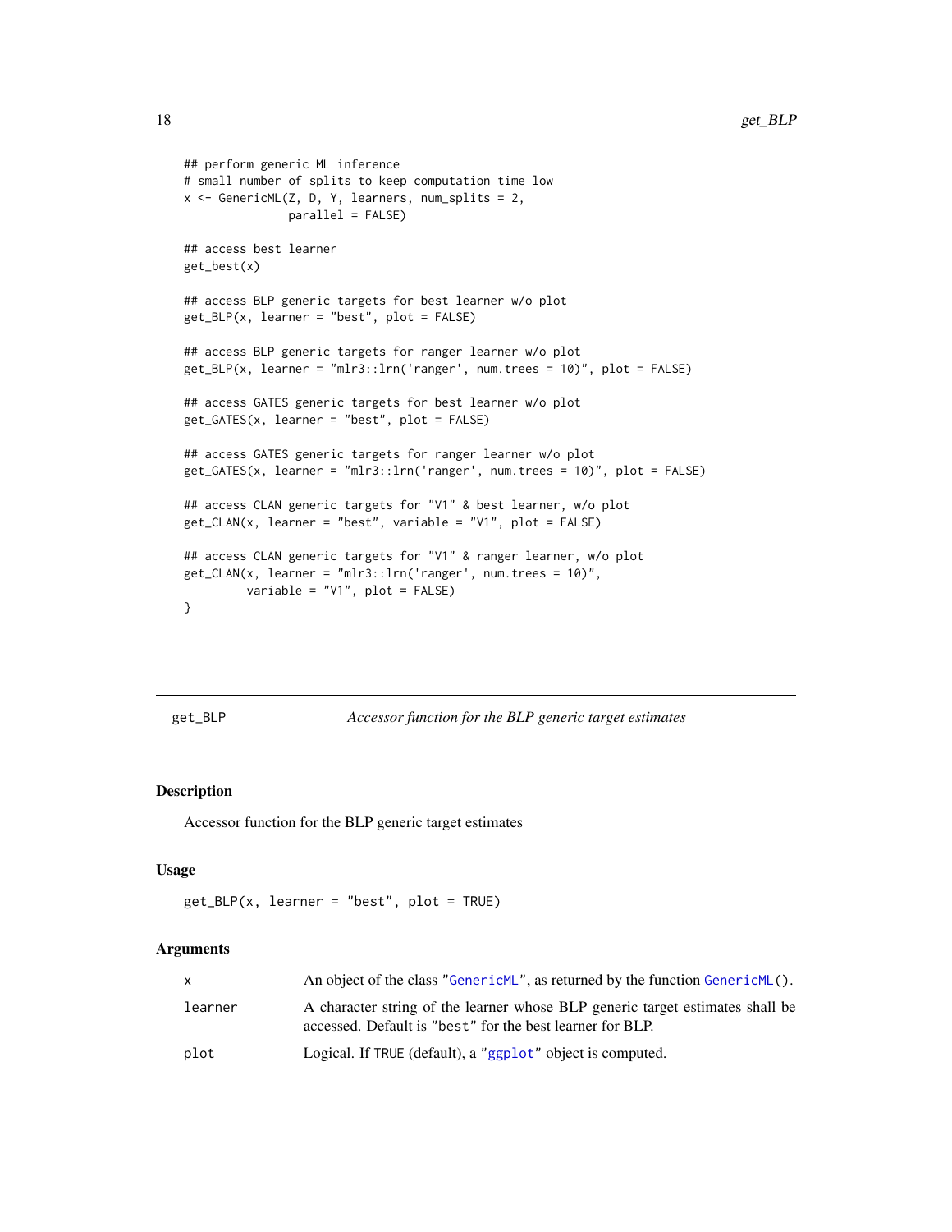```
## perform generic ML inference
# small number of splits to keep computation time low
x <- GenericML(Z, D, Y, learners, num_splits = 2,
               parallel = FALSE)

## access best learner
get_best(x)

## access BLP generic targets for best learner w/o plot
get_BLP(x, learner = "best", plot = FALSE)

## access BLP generic targets for ranger learner w/o plot
get_BLP(x, learner = "mlr3::lrn('ranger', num.trees = 10)", plot = FALSE)

## access GATES generic targets for best learner w/o plot
get_GATES(x, learner = "best", plot = FALSE)

## access GATES generic targets for ranger learner w/o plot
get_GATES(x, learner = "mlr3::lrn('ranger', num.trees = 10)", plot = FALSE)

## access CLAN generic targets for "V1" & best learner, w/o plot
get_CLAN(x, learner = "best", variable = "V1", plot = FALSE)

## access CLAN generic targets for "V1" & ranger learner, w/o plot
get_CLAN(x, learner = "mlr3::lrn('ranger', num.trees = 10)",
         variable = "V1", plot = FALSE)
}
```

---

## get_BLP — *Accessor function for the BLP generic target estimates*

---

### Description

Accessor function for the BLP generic target estimates

### Usage

```
get_BLP(x, learner = "best", plot = TRUE)
```

### Arguments

| | |
|---|---|
| `x` | An object of the class "`GenericML`", as returned by the function `GenericML()`. |
| `learner` | A character string of the learner whose BLP generic target estimates shall be accessed. Default is "`best`" for the best learner for BLP. |
| `plot` | Logical. If `TRUE` (default), a "`ggplot`" object is computed. |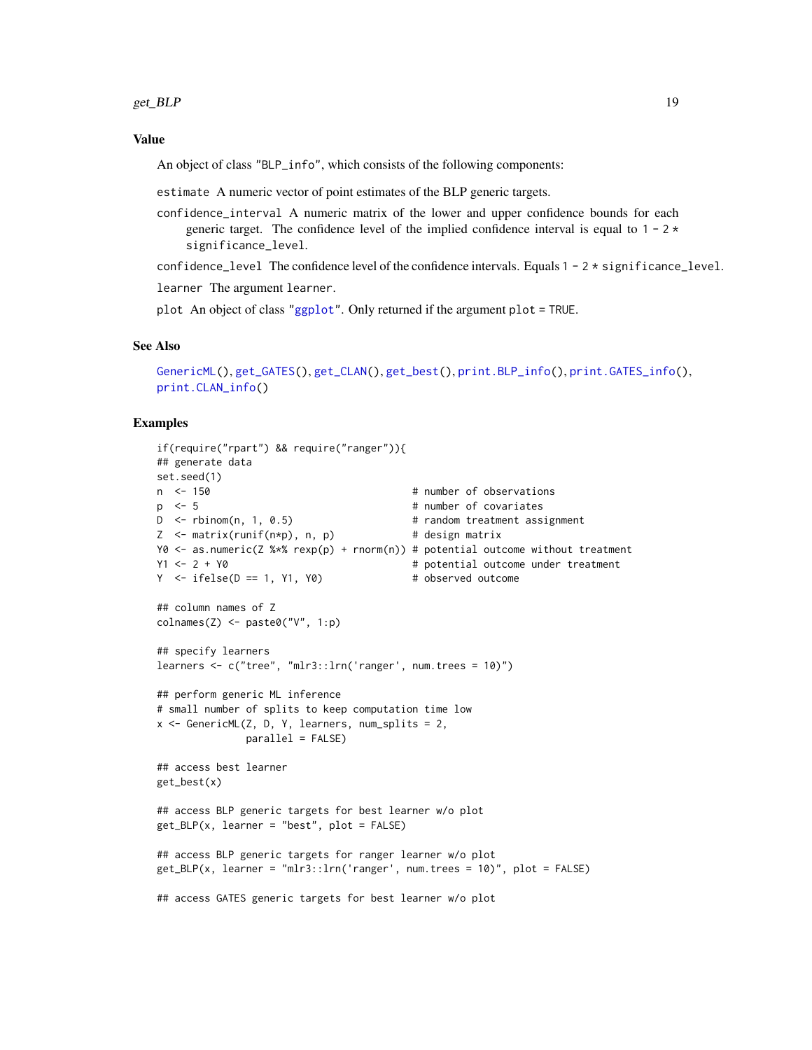## Value

An object of class "BLP_info", which consists of the following components:

`estimate` A numeric vector of point estimates of the BLP generic targets.

`confidence_interval` A numeric matrix of the lower and upper confidence bounds for each generic target. The confidence level of the implied confidence interval is equal to `1 - 2 * significance_level`.

`confidence_level` The confidence level of the confidence intervals. Equals `1 - 2 * significance_level`.

`learner` The argument `learner`.

`plot` An object of class "ggplot". Only returned if the argument `plot = TRUE`.

## See Also

`GenericML()`, `get_GATES()`, `get_CLAN()`, `get_best()`, `print.BLP_info()`, `print.GATES_info()`, `print.CLAN_info()`

## Examples

```
if(require("rpart") && require("ranger")){
## generate data
set.seed(1)
n  <- 150                                  # number of observations
p  <- 5                                    # number of covariates
D  <- rbinom(n, 1, 0.5)                    # random treatment assignment
Z  <- matrix(runif(n*p), n, p)             # design matrix
Y0 <- as.numeric(Z %*% rexp(p) + rnorm(n)) # potential outcome without treatment
Y1 <- 2 + Y0                               # potential outcome under treatment
Y  <- ifelse(D == 1, Y1, Y0)               # observed outcome

## column names of Z
colnames(Z) <- paste0("V", 1:p)

## specify learners
learners <- c("tree", "mlr3::lrn('ranger', num.trees = 10)")

## perform generic ML inference
# small number of splits to keep computation time low
x <- GenericML(Z, D, Y, learners, num_splits = 2,
               parallel = FALSE)

## access best learner
get_best(x)

## access BLP generic targets for best learner w/o plot
get_BLP(x, learner = "best", plot = FALSE)

## access BLP generic targets for ranger learner w/o plot
get_BLP(x, learner = "mlr3::lrn('ranger', num.trees = 10)", plot = FALSE)

## access GATES generic targets for best learner w/o plot
```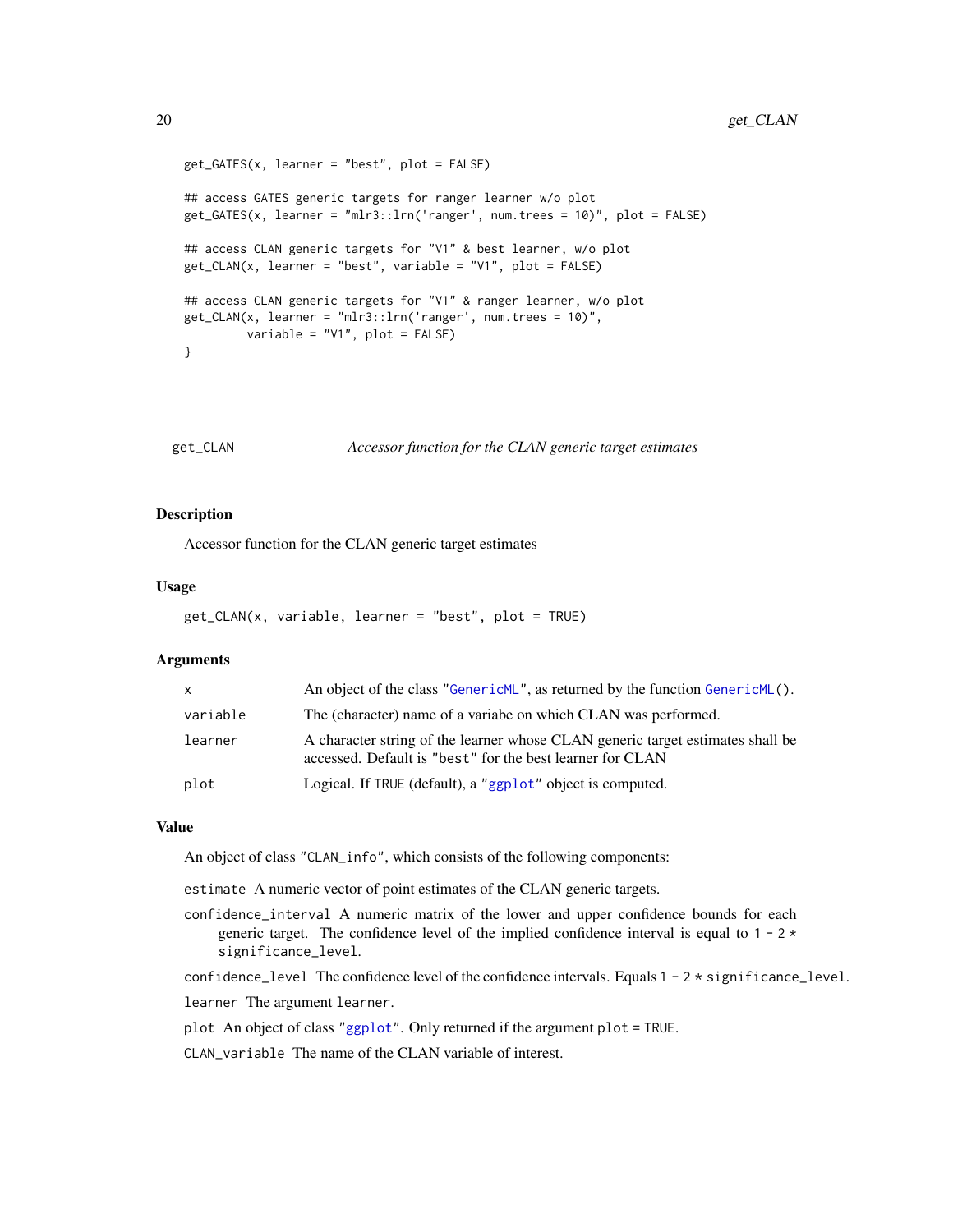```
get_GATES(x, learner = "best", plot = FALSE)

## access GATES generic targets for ranger learner w/o plot
get_GATES(x, learner = "mlr3::lrn('ranger', num.trees = 10)", plot = FALSE)

## access CLAN generic targets for "V1" & best learner, w/o plot
get_CLAN(x, learner = "best", variable = "V1", plot = FALSE)

## access CLAN generic targets for "V1" & ranger learner, w/o plot
get_CLAN(x, learner = "mlr3::lrn('ranger', num.trees = 10)",
         variable = "V1", plot = FALSE)
}
```

---

## get_CLAN — *Accessor function for the CLAN generic target estimates*

### Description

Accessor function for the CLAN generic target estimates

### Usage

```
get_CLAN(x, variable, learner = "best", plot = TRUE)
```

### Arguments

| | |
|---|---|
| `x` | An object of the class "`GenericML`", as returned by the function `GenericML()`. |
| `variable` | The (character) name of a variabe on which CLAN was performed. |
| `learner` | A character string of the learner whose CLAN generic target estimates shall be accessed. Default is "`best`" for the best learner for CLAN |
| `plot` | Logical. If `TRUE` (default), a "`ggplot`" object is computed. |

### Value

An object of class "`CLAN_info`", which consists of the following components:

`estimate` A numeric vector of point estimates of the CLAN generic targets.

`confidence_interval` A numeric matrix of the lower and upper confidence bounds for each generic target. The confidence level of the implied confidence interval is equal to `1 - 2 * significance_level`.

`confidence_level` The confidence level of the confidence intervals. Equals `1 - 2 * significance_level`.

`learner` The argument `learner`.

`plot` An object of class "`ggplot`". Only returned if the argument `plot = TRUE`.

`CLAN_variable` The name of the CLAN variable of interest.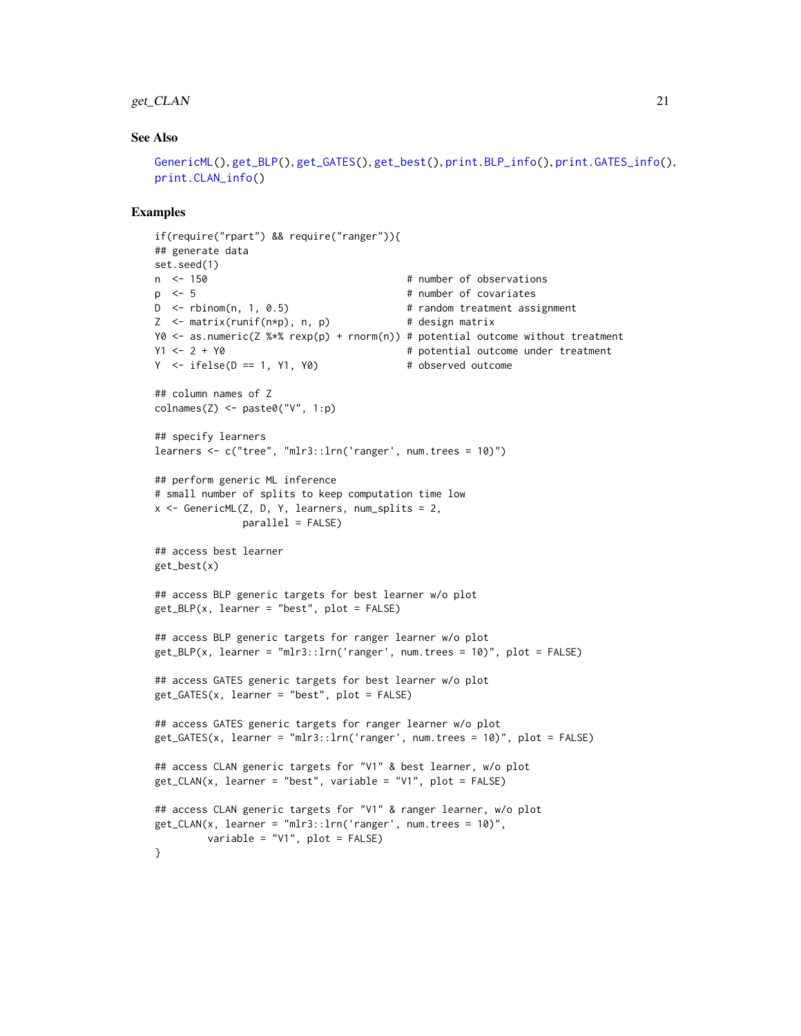### See Also

GenericML(), get_BLP(), get_GATES(), get_best(), print.BLP_info(), print.GATES_info(), print.CLAN_info()

### Examples

```
if(require("rpart") && require("ranger")){
## generate data
set.seed(1)
n  <- 150                                  # number of observations
p  <- 5                                    # number of covariates
D  <- rbinom(n, 1, 0.5)                    # random treatment assignment
Z  <- matrix(runif(n*p), n, p)             # design matrix
Y0 <- as.numeric(Z %*% rexp(p) + rnorm(n)) # potential outcome without treatment
Y1 <- 2 + Y0                               # potential outcome under treatment
Y  <- ifelse(D == 1, Y1, Y0)               # observed outcome

## column names of Z
colnames(Z) <- paste0("V", 1:p)

## specify learners
learners <- c("tree", "mlr3::lrn('ranger', num.trees = 10)")

## perform generic ML inference
# small number of splits to keep computation time low
x <- GenericML(Z, D, Y, learners, num_splits = 2,
               parallel = FALSE)

## access best learner
get_best(x)

## access BLP generic targets for best learner w/o plot
get_BLP(x, learner = "best", plot = FALSE)

## access BLP generic targets for ranger learner w/o plot
get_BLP(x, learner = "mlr3::lrn('ranger', num.trees = 10)", plot = FALSE)

## access GATES generic targets for best learner w/o plot
get_GATES(x, learner = "best", plot = FALSE)

## access GATES generic targets for ranger learner w/o plot
get_GATES(x, learner = "mlr3::lrn('ranger', num.trees = 10)", plot = FALSE)

## access CLAN generic targets for "V1" & best learner, w/o plot
get_CLAN(x, learner = "best", variable = "V1", plot = FALSE)

## access CLAN generic targets for "V1" & ranger learner, w/o plot
get_CLAN(x, learner = "mlr3::lrn('ranger', num.trees = 10)",
         variable = "V1", plot = FALSE)
}
```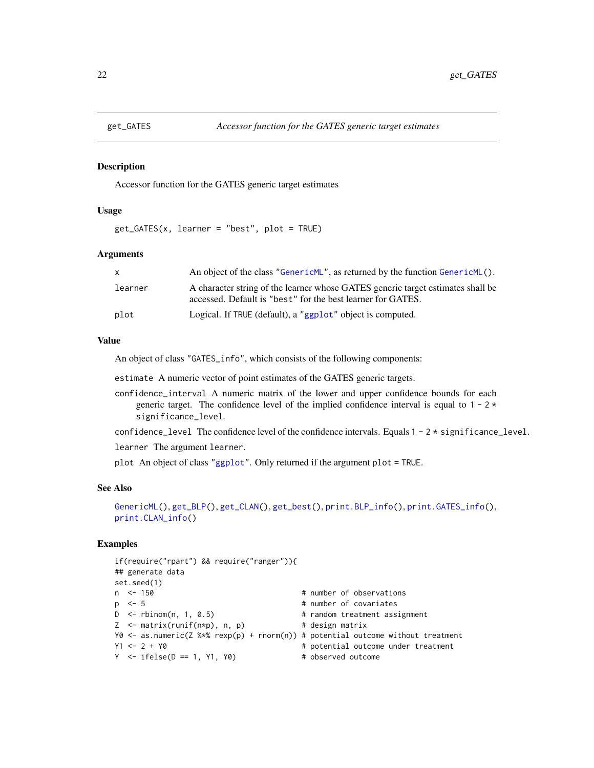## get_GATES — *Accessor function for the GATES generic target estimates*

### Description

Accessor function for the GATES generic target estimates

### Usage

```
get_GATES(x, learner = "best", plot = TRUE)
```

### Arguments

| | |
|---|---|
| `x` | An object of the class `"GenericML"`, as returned by the function `GenericML()`. |
| `learner` | A character string of the learner whose GATES generic target estimates shall be accessed. Default is `"best"` for the best learner for GATES. |
| `plot` | Logical. If `TRUE` (default), a `"ggplot"` object is computed. |

### Value

An object of class `"GATES_info"`, which consists of the following components:

`estimate` A numeric vector of point estimates of the GATES generic targets.

`confidence_interval` A numeric matrix of the lower and upper confidence bounds for each generic target. The confidence level of the implied confidence interval is equal to `1 - 2 * significance_level`.

`confidence_level` The confidence level of the confidence intervals. Equals `1 - 2 * significance_level`.

`learner` The argument `learner`.

`plot` An object of class `"ggplot"`. Only returned if the argument `plot = TRUE`.

### See Also

`GenericML()`, `get_BLP()`, `get_CLAN()`, `get_best()`, `print.BLP_info()`, `print.GATES_info()`, `print.CLAN_info()`

### Examples

```
if(require("rpart") && require("ranger")){
## generate data
set.seed(1)
n  <- 150                              # number of observations
p  <- 5                                # number of covariates
D  <- rbinom(n, 1, 0.5)                # random treatment assignment
Z  <- matrix(runif(n*p), n, p)         # design matrix
Y0 <- as.numeric(Z %*% rexp(p) + rnorm(n)) # potential outcome without treatment
Y1 <- 2 + Y0                           # potential outcome under treatment
Y  <- ifelse(D == 1, Y1, Y0)           # observed outcome
```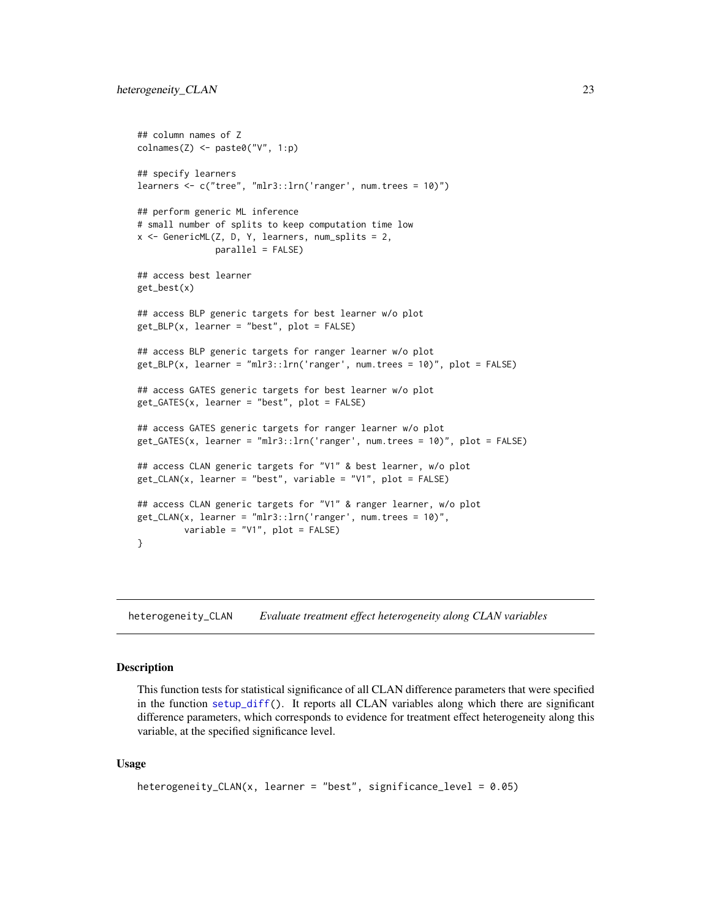```
## column names of Z
colnames(Z) <- paste0("V", 1:p)

## specify learners
learners <- c("tree", "mlr3::lrn('ranger', num.trees = 10)")

## perform generic ML inference
# small number of splits to keep computation time low
x <- GenericML(Z, D, Y, learners, num_splits = 2,
               parallel = FALSE)

## access best learner
get_best(x)

## access BLP generic targets for best learner w/o plot
get_BLP(x, learner = "best", plot = FALSE)

## access BLP generic targets for ranger learner w/o plot
get_BLP(x, learner = "mlr3::lrn('ranger', num.trees = 10)", plot = FALSE)

## access GATES generic targets for best learner w/o plot
get_GATES(x, learner = "best", plot = FALSE)

## access GATES generic targets for ranger learner w/o plot
get_GATES(x, learner = "mlr3::lrn('ranger', num.trees = 10)", plot = FALSE)

## access CLAN generic targets for "V1" & best learner, w/o plot
get_CLAN(x, learner = "best", variable = "V1", plot = FALSE)

## access CLAN generic targets for "V1" & ranger learner, w/o plot
get_CLAN(x, learner = "mlr3::lrn('ranger', num.trees = 10)",
         variable = "V1", plot = FALSE)
}
```

---

## heterogeneity_CLAN    *Evaluate treatment effect heterogeneity along CLAN variables*

---

### Description

This function tests for statistical significance of all CLAN difference parameters that were specified in the function setup_diff(). It reports all CLAN variables along which there are significant difference parameters, which corresponds to evidence for treatment effect heterogeneity along this variable, at the specified significance level.

### Usage

```
heterogeneity_CLAN(x, learner = "best", significance_level = 0.05)
```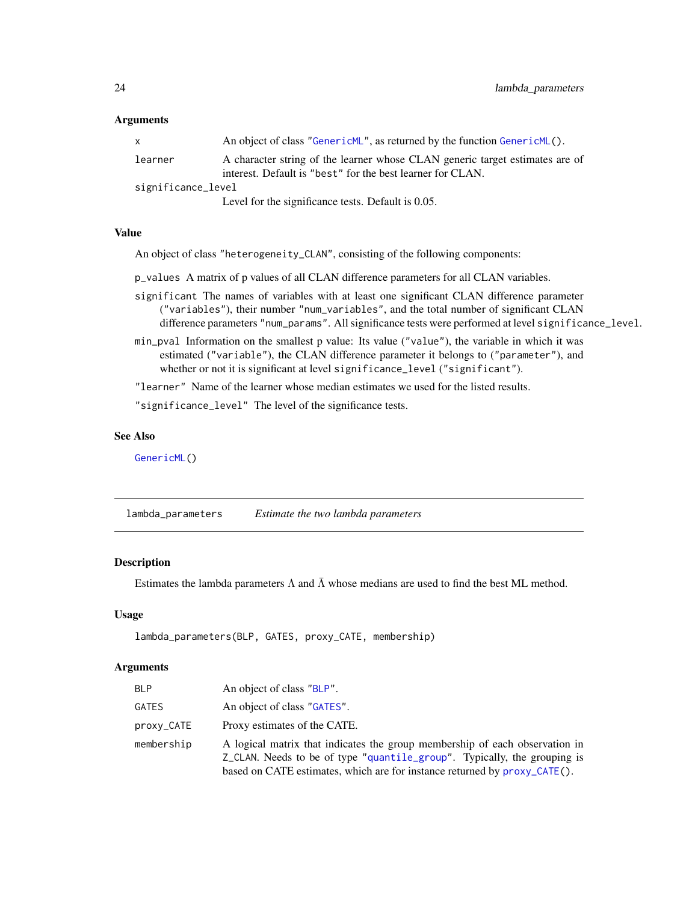### Arguments

| | |
|---|---|
| `x` | An object of class "`GenericML`", as returned by the function `GenericML()`. |
| `learner` | A character string of the learner whose CLAN generic target estimates are of interest. Default is "`best`" for the best learner for CLAN. |
| `significance_level` | Level for the significance tests. Default is 0.05. |

### Value

An object of class "`heterogeneity_CLAN`", consisting of the following components:

- `p_values` A matrix of p values of all CLAN difference parameters for all CLAN variables.
- `significant` The names of variables with at least one significant CLAN difference parameter ("`variables`"), their number "`num_variables`", and the total number of significant CLAN difference parameters "`num_params`". All significance tests were performed at level `significance_level`.
- `min_pval` Information on the smallest p value: Its value ("`value`"), the variable in which it was estimated ("`variable`"), the CLAN difference parameter it belongs to ("`parameter`"), and whether or not it is significant at level `significance_level` ("`significant`").
- "`learner`" Name of the learner whose median estimates we used for the listed results.
- "`significance_level`" The level of the significance tests.

### See Also

`GenericML()`

---

## lambda_parameters — *Estimate the two lambda parameters*

### Description

Estimates the lambda parameters $\Lambda$ and $\bar{\Lambda}$ whose medians are used to find the best ML method.

### Usage

```
lambda_parameters(BLP, GATES, proxy_CATE, membership)
```

### Arguments

| | |
|---|---|
| `BLP` | An object of class "`BLP`". |
| `GATES` | An object of class "`GATES`". |
| `proxy_CATE` | Proxy estimates of the CATE. |
| `membership` | A logical matrix that indicates the group membership of each observation in `Z_CLAN`. Needs to be of type "`quantile_group`". Typically, the grouping is based on CATE estimates, which are for instance returned by `proxy_CATE()`. |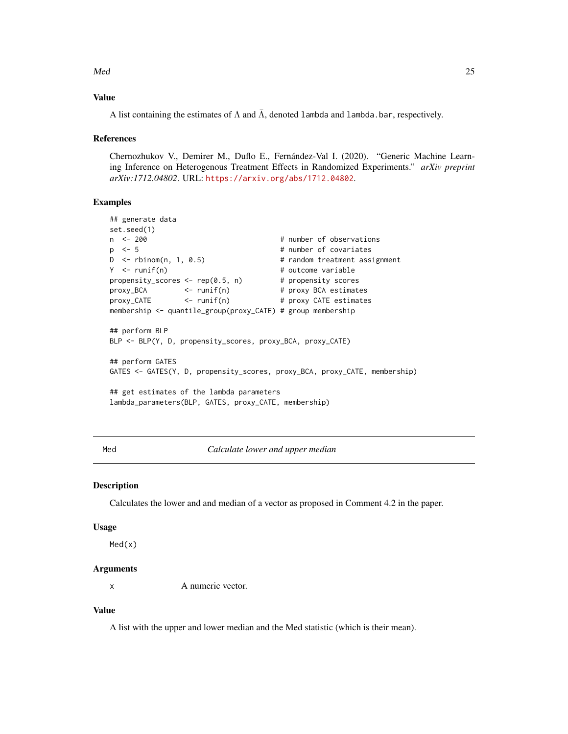## Value

A list containing the estimates of $\Lambda$ and $\bar{\Lambda}$, denoted `lambda` and `lambda.bar`, respectively.

## References

Chernozhukov V., Demirer M., Duflo E., Fernández-Val I. (2020). "Generic Machine Learning Inference on Heterogenous Treatment Effects in Randomized Experiments." *arXiv preprint arXiv:1712.04802*. URL: https://arxiv.org/abs/1712.04802.

## Examples

```
## generate data
set.seed(1)
n  <- 200                              # number of observations
p  <- 5                                # number of covariates
D  <- rbinom(n, 1, 0.5)                # random treatment assignment
Y  <- runif(n)                         # outcome variable
propensity_scores <- rep(0.5, n)       # propensity scores
proxy_BCA         <- runif(n)          # proxy BCA estimates
proxy_CATE        <- runif(n)          # proxy CATE estimates
membership <- quantile_group(proxy_CATE) # group membership

## perform BLP
BLP <- BLP(Y, D, propensity_scores, proxy_BCA, proxy_CATE)

## perform GATES
GATES <- GATES(Y, D, propensity_scores, proxy_BCA, proxy_CATE, membership)

## get estimates of the lambda parameters
lambda_parameters(BLP, GATES, proxy_CATE, membership)
```

---

# Med — *Calculate lower and upper median*

---

## Description

Calculates the lower and and median of a vector as proposed in Comment 4.2 in the paper.

## Usage

```
Med(x)
```

## Arguments

| | |
|---|---|
| x | A numeric vector. |

## Value

A list with the upper and lower median and the Med statistic (which is their mean).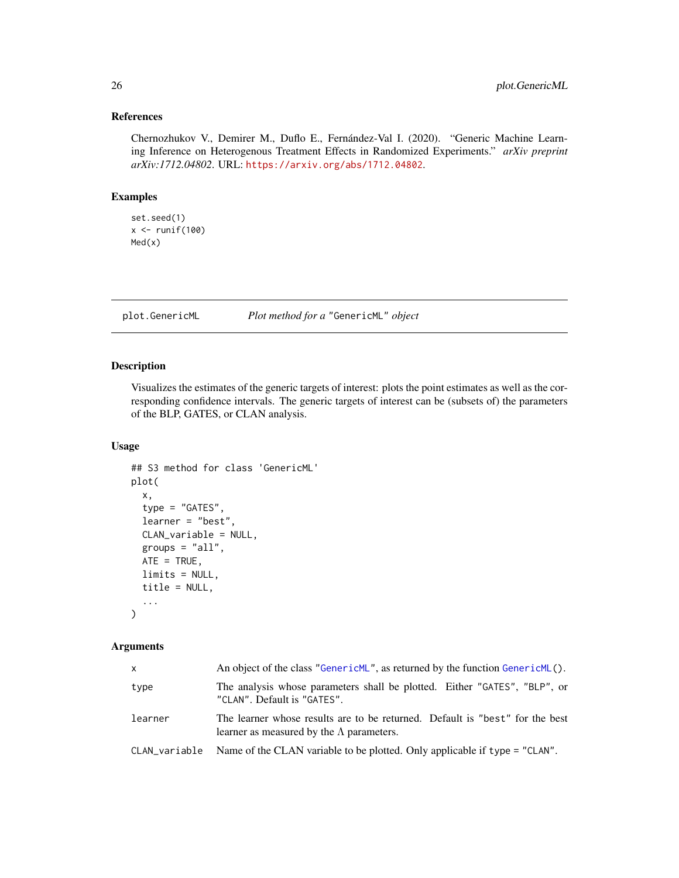### References

Chernozhukov V., Demirer M., Duflo E., Fernández-Val I. (2020). "Generic Machine Learning Inference on Heterogenous Treatment Effects in Randomized Experiments." *arXiv preprint arXiv:1712.04802*. URL: https://arxiv.org/abs/1712.04802.

### Examples

```
set.seed(1)
x <- runif(100)
Med(x)
```

---

## plot.GenericML — *Plot method for a* "GenericML" *object*

---

### Description

Visualizes the estimates of the generic targets of interest: plots the point estimates as well as the corresponding confidence intervals. The generic targets of interest can be (subsets of) the parameters of the BLP, GATES, or CLAN analysis.

### Usage

```
## S3 method for class 'GenericML'
plot(
  x,
  type = "GATES",
  learner = "best",
  CLAN_variable = NULL,
  groups = "all",
  ATE = TRUE,
  limits = NULL,
  title = NULL,
  ...
)
```

### Arguments

| | |
|---|---|
| x | An object of the class "GenericML", as returned by the function GenericML(). |
| type | The analysis whose parameters shall be plotted. Either "GATES", "BLP", or "CLAN". Default is "GATES". |
| learner | The learner whose results are to be returned. Default is "best" for the best learner as measured by the $\Lambda$ parameters. |
| CLAN_variable | Name of the CLAN variable to be plotted. Only applicable if type = "CLAN". |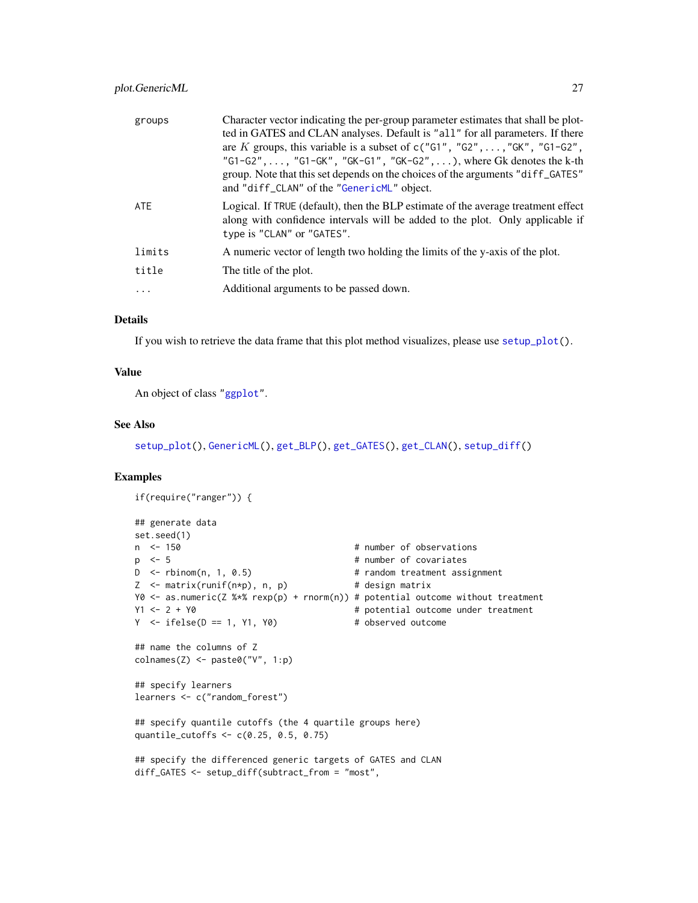| | |
|---|---|
| groups | Character vector indicating the per-group parameter estimates that shall be plotted in GATES and CLAN analyses. Default is "all" for all parameters. If there are $K$ groups, this variable is a subset of c("G1", "G2",...,"GK", "G1-G2", "G1-G2",..., "G1-GK", "GK-G1", "GK-G2",...), where Gk denotes the k-th group. Note that this set depends on the choices of the arguments "diff_GATES" and "diff_CLAN" of the "GenericML" object. |
| ATE | Logical. If TRUE (default), then the BLP estimate of the average treatment effect along with confidence intervals will be added to the plot. Only applicable if type is "CLAN" or "GATES". |
| limits | A numeric vector of length two holding the limits of the y-axis of the plot. |
| title | The title of the plot. |
| ... | Additional arguments to be passed down. |

## Details

If you wish to retrieve the data frame that this plot method visualizes, please use setup_plot().

## Value

An object of class "ggplot".

## See Also

setup_plot(), GenericML(), get_BLP(), get_GATES(), get_CLAN(), setup_diff()

## Examples

```
if(require("ranger")) {

## generate data
set.seed(1)
n  <- 150                                  # number of observations
p  <- 5                                    # number of covariates
D  <- rbinom(n, 1, 0.5)                    # random treatment assignment
Z  <- matrix(runif(n*p), n, p)             # design matrix
Y0 <- as.numeric(Z %*% rexp(p) + rnorm(n)) # potential outcome without treatment
Y1 <- 2 + Y0                               # potential outcome under treatment
Y  <- ifelse(D == 1, Y1, Y0)               # observed outcome

## name the columns of Z
colnames(Z) <- paste0("V", 1:p)

## specify learners
learners <- c("random_forest")

## specify quantile cutoffs (the 4 quartile groups here)
quantile_cutoffs <- c(0.25, 0.5, 0.75)

## specify the differenced generic targets of GATES and CLAN
diff_GATES <- setup_diff(subtract_from = "most",
```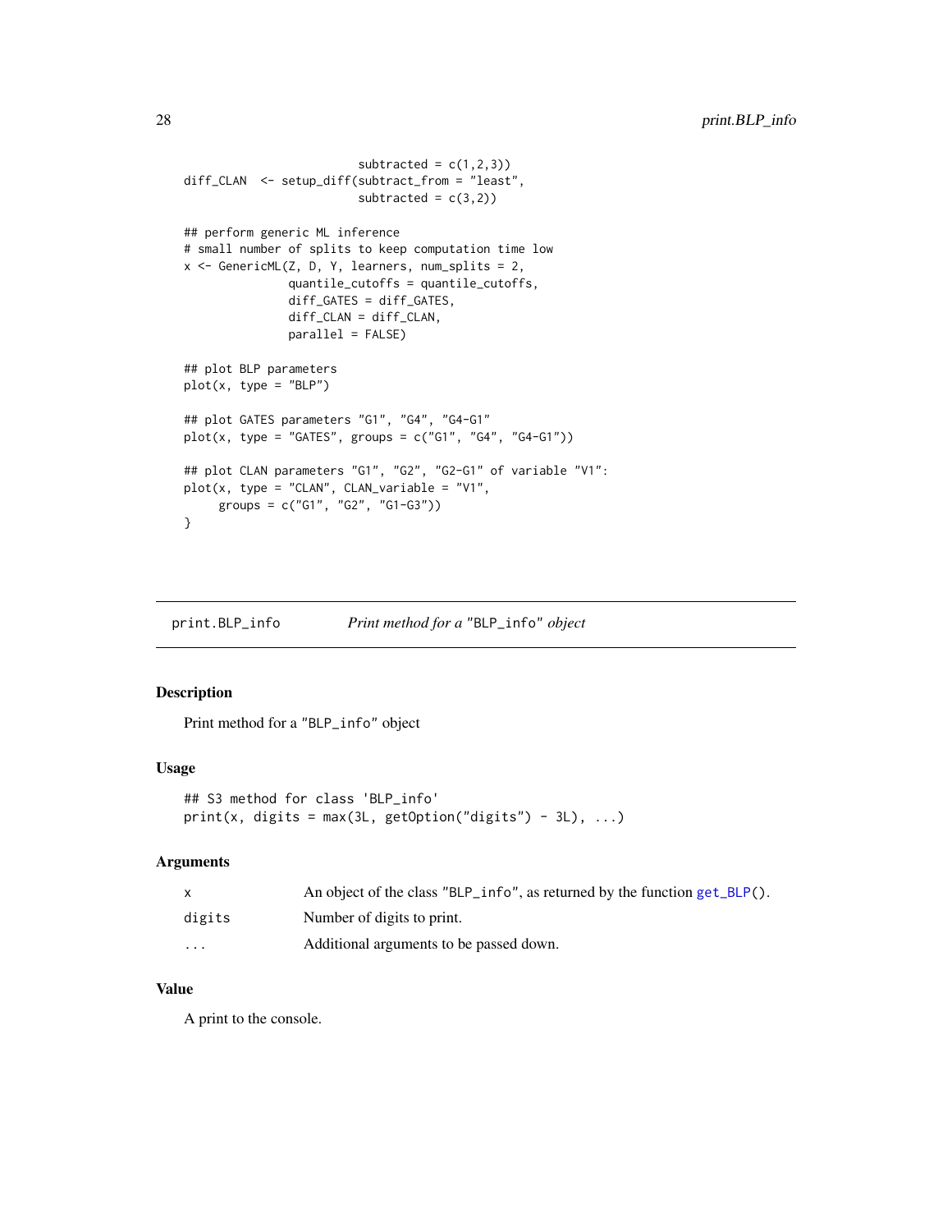```
                         subtracted = c(1,2,3))
diff_CLAN  <- setup_diff(subtract_from = "least",
                         subtracted = c(3,2))

## perform generic ML inference
# small number of splits to keep computation time low
x <- GenericML(Z, D, Y, learners, num_splits = 2,
               quantile_cutoffs = quantile_cutoffs,
               diff_GATES = diff_GATES,
               diff_CLAN = diff_CLAN,
               parallel = FALSE)

## plot BLP parameters
plot(x, type = "BLP")

## plot GATES parameters "G1", "G4", "G4-G1"
plot(x, type = "GATES", groups = c("G1", "G4", "G4-G1"))

## plot CLAN parameters "G1", "G2", "G2-G1" of variable "V1":
plot(x, type = "CLAN", CLAN_variable = "V1",
     groups = c("G1", "G2", "G1-G3"))
}
```

---

## print.BLP_info — *Print method for a "BLP_info" object*

### Description

Print method for a "BLP_info" object

### Usage

```
## S3 method for class 'BLP_info'
print(x, digits = max(3L, getOption("digits") - 3L), ...)
```

### Arguments

| | |
|---|---|
| x | An object of the class "BLP_info", as returned by the function get_BLP(). |
| digits | Number of digits to print. |
| ... | Additional arguments to be passed down. |

### Value

A print to the console.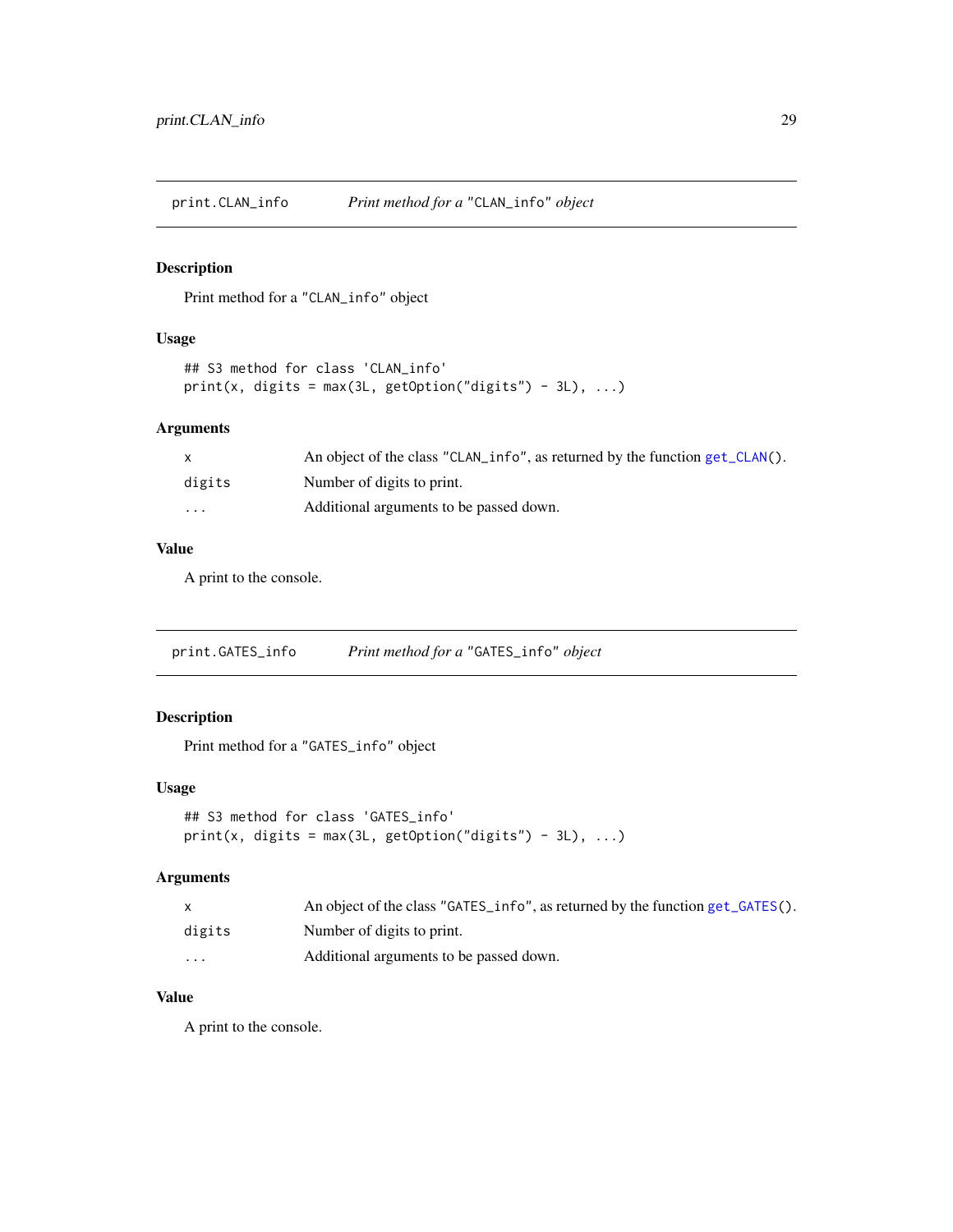## print.CLAN_info — *Print method for a "CLAN_info" object*

### Description

Print method for a "CLAN_info" object

### Usage

```
## S3 method for class 'CLAN_info'
print(x, digits = max(3L, getOption("digits") - 3L), ...)
```

### Arguments

| | |
|---|---|
| x | An object of the class "CLAN_info", as returned by the function get_CLAN(). |
| digits | Number of digits to print. |
| ... | Additional arguments to be passed down. |

### Value

A print to the console.

## print.GATES_info — *Print method for a "GATES_info" object*

### Description

Print method for a "GATES_info" object

### Usage

```
## S3 method for class 'GATES_info'
print(x, digits = max(3L, getOption("digits") - 3L), ...)
```

### Arguments

| | |
|---|---|
| x | An object of the class "GATES_info", as returned by the function get_GATES(). |
| digits | Number of digits to print. |
| ... | Additional arguments to be passed down. |

### Value

A print to the console.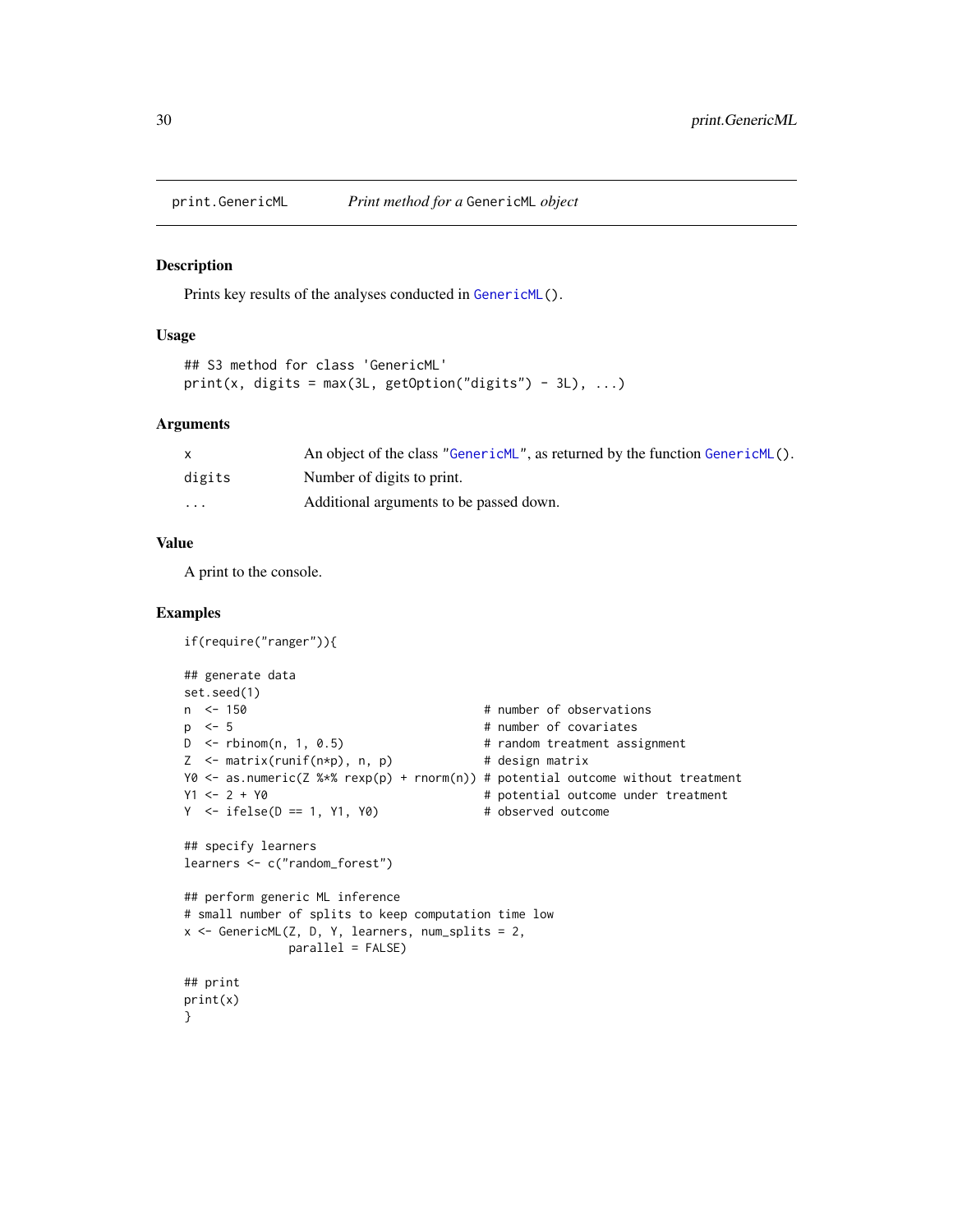## print.GenericML — *Print method for a* `GenericML` *object*

### Description

Prints key results of the analyses conducted in `GenericML()`.

### Usage

```
## S3 method for class 'GenericML'
print(x, digits = max(3L, getOption("digits") - 3L), ...)
```

### Arguments

| | |
|---|---|
| `x` | An object of the class "`GenericML`", as returned by the function `GenericML()`. |
| `digits` | Number of digits to print. |
| `...` | Additional arguments to be passed down. |

### Value

A print to the console.

### Examples

```
if(require("ranger")){

## generate data
set.seed(1)
n  <- 150                                  # number of observations
p  <- 5                                    # number of covariates
D  <- rbinom(n, 1, 0.5)                    # random treatment assignment
Z  <- matrix(runif(n*p), n, p)             # design matrix
Y0 <- as.numeric(Z %*% rexp(p) + rnorm(n)) # potential outcome without treatment
Y1 <- 2 + Y0                               # potential outcome under treatment
Y  <- ifelse(D == 1, Y1, Y0)               # observed outcome

## specify learners
learners <- c("random_forest")

## perform generic ML inference
# small number of splits to keep computation time low
x <- GenericML(Z, D, Y, learners, num_splits = 2,
               parallel = FALSE)

## print
print(x)
}
```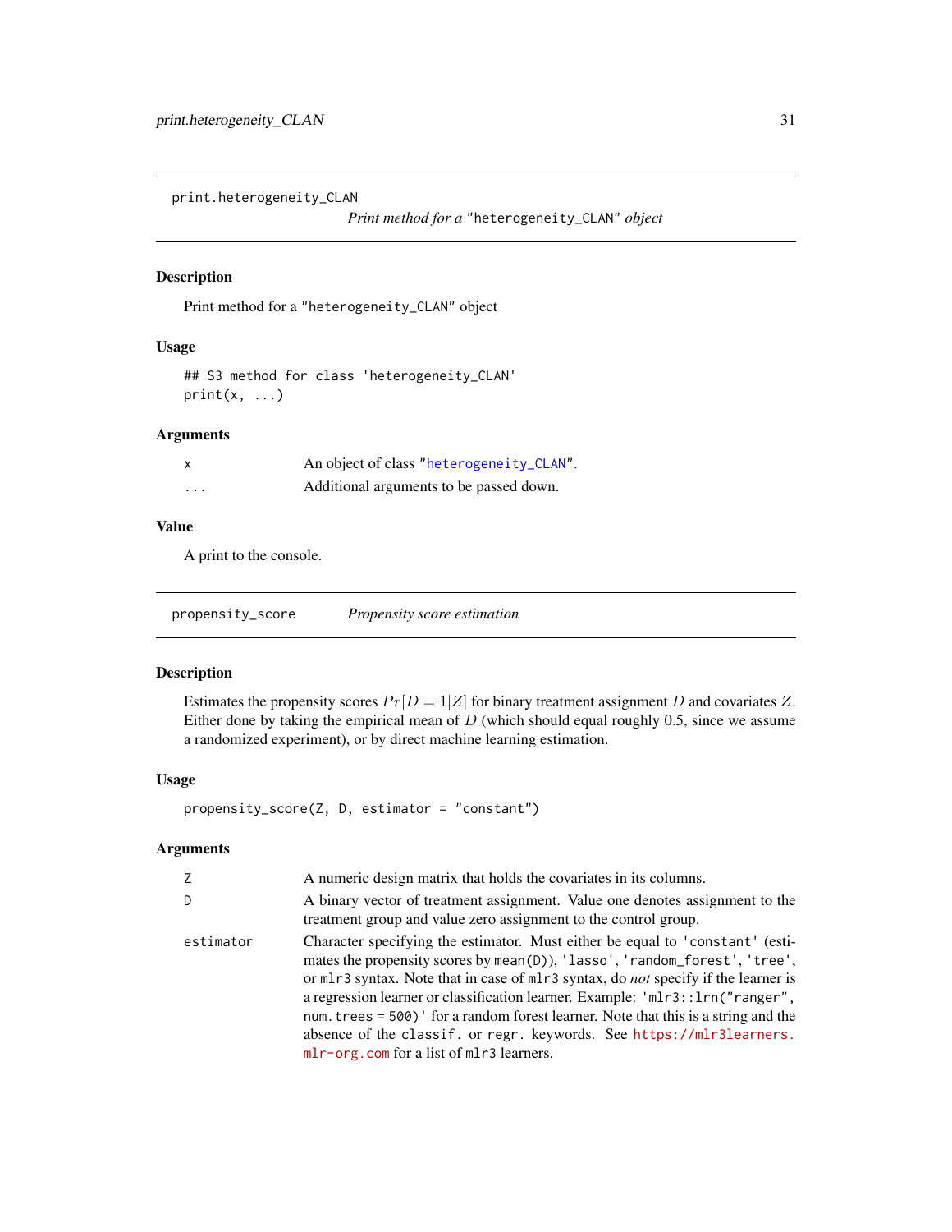## print.heterogeneity_CLAN

*Print method for a* "heterogeneity_CLAN" *object*

### Description

Print method for a "heterogeneity_CLAN" object

### Usage

```
## S3 method for class 'heterogeneity_CLAN'
print(x, ...)
```

### Arguments

| | |
|---|---|
| x | An object of class "heterogeneity_CLAN". |
| ... | Additional arguments to be passed down. |

### Value

A print to the console.

## propensity_score

*Propensity score estimation*

### Description

Estimates the propensity scores $Pr[D = 1|Z]$ for binary treatment assignment $D$ and covariates $Z$. Either done by taking the empirical mean of $D$ (which should equal roughly 0.5, since we assume a randomized experiment), or by direct machine learning estimation.

### Usage

```
propensity_score(Z, D, estimator = "constant")
```

### Arguments

| | |
|---|---|
| Z | A numeric design matrix that holds the covariates in its columns. |
| D | A binary vector of treatment assignment. Value one denotes assignment to the treatment group and value zero assignment to the control group. |
| estimator | Character specifying the estimator. Must either be equal to `'constant'` (estimates the propensity scores by `mean(D)`), `'lasso'`, `'random_forest'`, `'tree'`, or `mlr3` syntax. Note that in case of `mlr3` syntax, do *not* specify if the learner is a regression learner or classification learner. Example: `'mlr3::lrn("ranger", num.trees = 500)'` for a random forest learner. Note that this is a string and the absence of the `classif.` or `regr.` keywords. See https://mlr3learners.mlr-org.com for a list of `mlr3` learners. |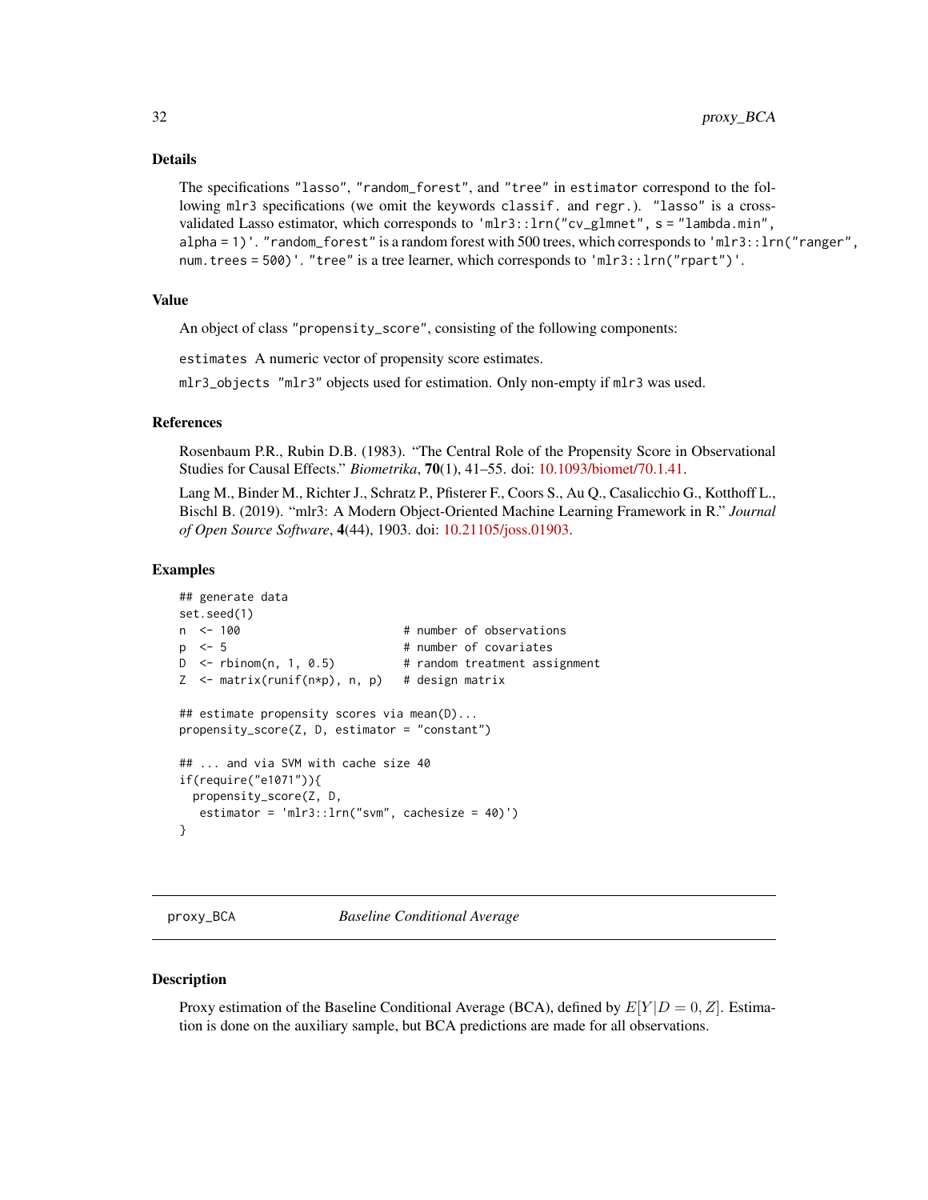## Details

The specifications "lasso", "random_forest", and "tree" in estimator correspond to the following mlr3 specifications (we omit the keywords classif. and regr.). "lasso" is a cross-validated Lasso estimator, which corresponds to 'mlr3::lrn("cv_glmnet", s = "lambda.min", alpha = 1)'. "random_forest" is a random forest with 500 trees, which corresponds to 'mlr3::lrn("ranger", num.trees = 500)'. "tree" is a tree learner, which corresponds to 'mlr3::lrn("rpart")'.

## Value

An object of class "propensity_score", consisting of the following components:

estimates A numeric vector of propensity score estimates.

mlr3_objects "mlr3" objects used for estimation. Only non-empty if mlr3 was used.

## References

Rosenbaum P.R., Rubin D.B. (1983). "The Central Role of the Propensity Score in Observational Studies for Causal Effects." *Biometrika*, **70**(1), 41–55. doi: 10.1093/biomet/70.1.41.

Lang M., Binder M., Richter J., Schratz P., Pfisterer F., Coors S., Au Q., Casalicchio G., Kotthoff L., Bischl B. (2019). "mlr3: A Modern Object-Oriented Machine Learning Framework in R." *Journal of Open Source Software*, **4**(44), 1903. doi: 10.21105/joss.01903.

## Examples

```
## generate data
set.seed(1)
n  <- 100                        # number of observations
p  <- 5                          # number of covariates
D  <- rbinom(n, 1, 0.5)          # random treatment assignment
Z  <- matrix(runif(n*p), n, p)   # design matrix

## estimate propensity scores via mean(D)...
propensity_score(Z, D, estimator = "constant")

## ... and via SVM with cache size 40
if(require("e1071")){
  propensity_score(Z, D,
   estimator = 'mlr3::lrn("svm", cachesize = 40)')
}
```

---

# proxy_BCA    *Baseline Conditional Average*

## Description

Proxy estimation of the Baseline Conditional Average (BCA), defined by $E[Y|D = 0, Z]$. Estimation is done on the auxiliary sample, but BCA predictions are made for all observations.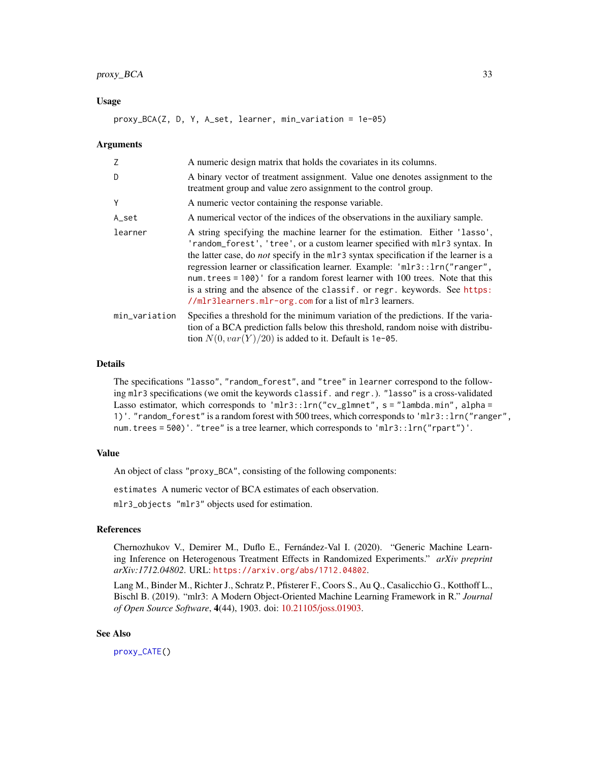## Usage

```
proxy_BCA(Z, D, Y, A_set, learner, min_variation = 1e-05)
```

## Arguments

| | |
|---|---|
| Z | A numeric design matrix that holds the covariates in its columns. |
| D | A binary vector of treatment assignment. Value one denotes assignment to the treatment group and value zero assignment to the control group. |
| Y | A numeric vector containing the response variable. |
| A_set | A numerical vector of the indices of the observations in the auxiliary sample. |
| learner | A string specifying the machine learner for the estimation. Either `'lasso'`, `'random_forest'`, `'tree'`, or a custom learner specified with `mlr3` syntax. In the latter case, do *not* specify in the `mlr3` syntax specification if the learner is a regression learner or classification learner. Example: `'mlr3::lrn("ranger", num.trees = 100)'` for a random forest learner with 100 trees. Note that this is a string and the absence of the `classif.` or `regr.` keywords. See https://mlr3learners.mlr-org.com for a list of `mlr3` learners. |
| min_variation | Specifies a threshold for the minimum variation of the predictions. If the variation of a BCA prediction falls below this threshold, random noise with distribution $N(0, var(Y)/20)$ is added to it. Default is `1e-05`. |

## Details

The specifications `"lasso"`, `"random_forest"`, and `"tree"` in `learner` correspond to the following `mlr3` specifications (we omit the keywords `classif.` and `regr.`). `"lasso"` is a cross-validated Lasso estimator, which corresponds to `'mlr3::lrn("cv_glmnet", s = "lambda.min", alpha = 1)'`. `"random_forest"` is a random forest with 500 trees, which corresponds to `'mlr3::lrn("ranger", num.trees = 500)'`. `"tree"` is a tree learner, which corresponds to `'mlr3::lrn("rpart")'`.

## Value

An object of class `"proxy_BCA"`, consisting of the following components:

`estimates` A numeric vector of BCA estimates of each observation.

`mlr3_objects` `"mlr3"` objects used for estimation.

## References

Chernozhukov V., Demirer M., Duflo E., Fernández-Val I. (2020). "Generic Machine Learning Inference on Heterogenous Treatment Effects in Randomized Experiments." *arXiv preprint arXiv:1712.04802*. URL: https://arxiv.org/abs/1712.04802.

Lang M., Binder M., Richter J., Schratz P., Pfisterer F., Coors S., Au Q., Casalicchio G., Kotthoff L., Bischl B. (2019). "mlr3: A Modern Object-Oriented Machine Learning Framework in R." *Journal of Open Source Software*, **4**(44), 1903. doi: 10.21105/joss.01903.

## See Also

`proxy_CATE()`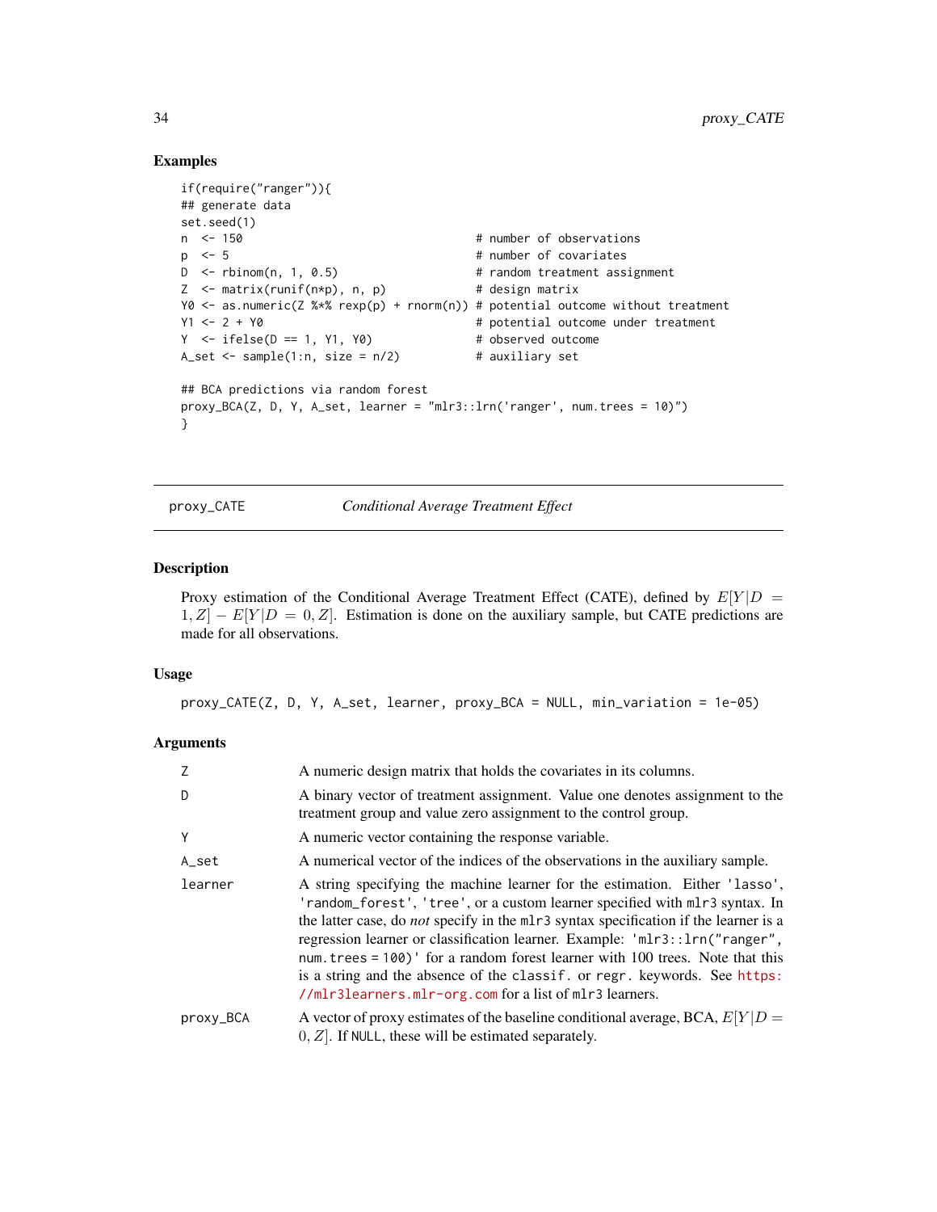### Examples

```
if(require("ranger")){
## generate data
set.seed(1)
n  <- 150                                  # number of observations
p  <- 5                                    # number of covariates
D  <- rbinom(n, 1, 0.5)                    # random treatment assignment
Z  <- matrix(runif(n*p), n, p)             # design matrix
Y0 <- as.numeric(Z %*% rexp(p) + rnorm(n)) # potential outcome without treatment
Y1 <- 2 + Y0                               # potential outcome under treatment
Y  <- ifelse(D == 1, Y1, Y0)               # observed outcome
A_set <- sample(1:n, size = n/2)           # auxiliary set

## BCA predictions via random forest
proxy_BCA(Z, D, Y, A_set, learner = "mlr3::lrn('ranger', num.trees = 10)")
}
```

---

## proxy_CATE — *Conditional Average Treatment Effect*

### Description

Proxy estimation of the Conditional Average Treatment Effect (CATE), defined by $E[Y|D = 1, Z] - E[Y|D = 0, Z]$. Estimation is done on the auxiliary sample, but CATE predictions are made for all observations.

### Usage

```
proxy_CATE(Z, D, Y, A_set, learner, proxy_BCA = NULL, min_variation = 1e-05)
```

### Arguments

| | |
|---|---|
| `Z` | A numeric design matrix that holds the covariates in its columns. |
| `D` | A binary vector of treatment assignment. Value one denotes assignment to the treatment group and value zero assignment to the control group. |
| `Y` | A numeric vector containing the response variable. |
| `A_set` | A numerical vector of the indices of the observations in the auxiliary sample. |
| `learner` | A string specifying the machine learner for the estimation. Either `'lasso'`, `'random_forest'`, `'tree'`, or a custom learner specified with `mlr3` syntax. In the latter case, do *not* specify in the `mlr3` syntax specification if the learner is a regression learner or classification learner. Example: `'mlr3::lrn("ranger", num.trees = 100)'` for a random forest learner with 100 trees. Note that this is a string and the absence of the `classif.` or `regr.` keywords. See https://mlr3learners.mlr-org.com for a list of `mlr3` learners. |
| `proxy_BCA` | A vector of proxy estimates of the baseline conditional average, BCA, $E[Y|D = 0, Z]$. If `NULL`, these will be estimated separately. |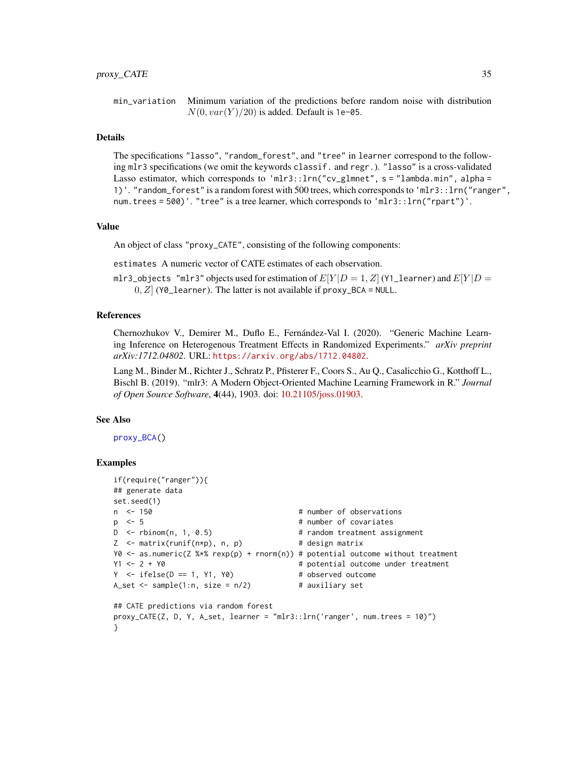min_variation Minimum variation of the predictions before random noise with distribution $N(0, var(Y)/20)$ is added. Default is 1e-05.

## Details

The specifications "lasso", "random_forest", and "tree" in learner correspond to the following mlr3 specifications (we omit the keywords classif. and regr.). "lasso" is a cross-validated Lasso estimator, which corresponds to 'mlr3::lrn("cv_glmnet", s = "lambda.min", alpha = 1)'. "random_forest" is a random forest with 500 trees, which corresponds to 'mlr3::lrn("ranger", num.trees = 500)'. "tree" is a tree learner, which corresponds to 'mlr3::lrn("rpart")'.

## Value

An object of class "proxy_CATE", consisting of the following components:

estimates A numeric vector of CATE estimates of each observation.

mlr3_objects "mlr3" objects used for estimation of $E[Y|D = 1, Z]$ (Y1_learner) and $E[Y|D = 0, Z]$ (Y0_learner). The latter is not available if proxy_BCA = NULL.

## References

Chernozhukov V., Demirer M., Duflo E., Fernández-Val I. (2020). "Generic Machine Learning Inference on Heterogenous Treatment Effects in Randomized Experiments." *arXiv preprint arXiv:1712.04802*. URL: https://arxiv.org/abs/1712.04802.

Lang M., Binder M., Richter J., Schratz P., Pfisterer F., Coors S., Au Q., Casalicchio G., Kotthoff L., Bischl B. (2019). "mlr3: A Modern Object-Oriented Machine Learning Framework in R." *Journal of Open Source Software*, **4**(44), 1903. doi: 10.21105/joss.01903.

## See Also

proxy_BCA()

## Examples

```
if(require("ranger")){
## generate data
set.seed(1)
n  <- 150                                  # number of observations
p  <- 5                                    # number of covariates
D  <- rbinom(n, 1, 0.5)                    # random treatment assignment
Z  <- matrix(runif(n*p), n, p)             # design matrix
Y0 <- as.numeric(Z %*% rexp(p) + rnorm(n)) # potential outcome without treatment
Y1 <- 2 + Y0                               # potential outcome under treatment
Y  <- ifelse(D == 1, Y1, Y0)               # observed outcome
A_set <- sample(1:n, size = n/2)           # auxiliary set

## CATE predictions via random forest
proxy_CATE(Z, D, Y, A_set, learner = "mlr3::lrn('ranger', num.trees = 10)")
}
```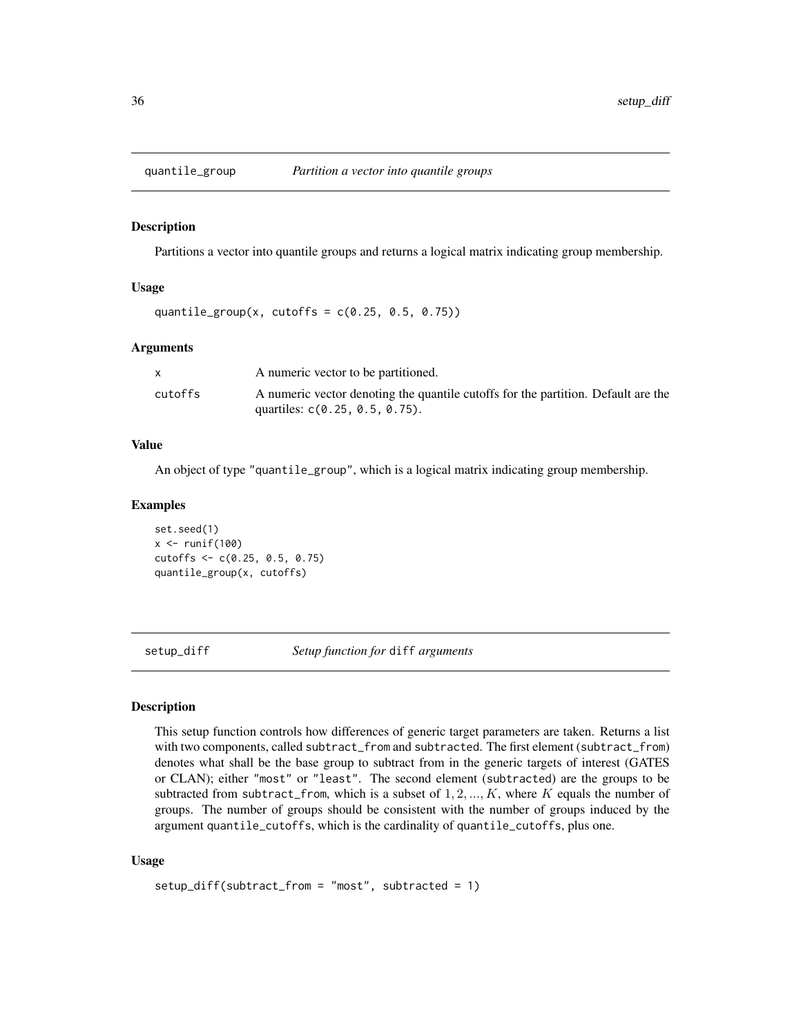## quantile_group *Partition a vector into quantile groups*

### Description

Partitions a vector into quantile groups and returns a logical matrix indicating group membership.

### Usage

```
quantile_group(x, cutoffs = c(0.25, 0.5, 0.75))
```

### Arguments

| | |
|---|---|
| x | A numeric vector to be partitioned. |
| cutoffs | A numeric vector denoting the quantile cutoffs for the partition. Default are the quartiles: c(0.25, 0.5, 0.75). |

### Value

An object of type "quantile_group", which is a logical matrix indicating group membership.

### Examples

```
set.seed(1)
x <- runif(100)
cutoffs <- c(0.25, 0.5, 0.75)
quantile_group(x, cutoffs)
```

## setup_diff *Setup function for* diff *arguments*

### Description

This setup function controls how differences of generic target parameters are taken. Returns a list with two components, called subtract_from and subtracted. The first element (subtract_from) denotes what shall be the base group to subtract from in the generic targets of interest (GATES or CLAN); either "most" or "least". The second element (subtracted) are the groups to be subtracted from subtract_from, which is a subset of $1, 2, ..., K$, where $K$ equals the number of groups. The number of groups should be consistent with the number of groups induced by the argument quantile_cutoffs, which is the cardinality of quantile_cutoffs, plus one.

### Usage

```
setup_diff(subtract_from = "most", subtracted = 1)
```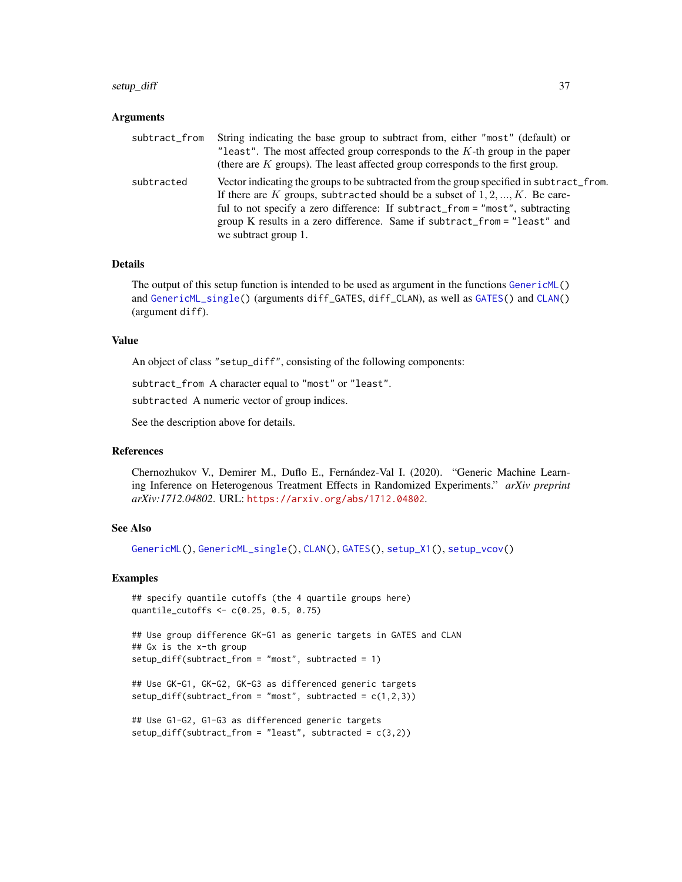## Arguments

`subtract_from` String indicating the base group to subtract from, either "most" (default) or "least". The most affected group corresponds to the $K$-th group in the paper (there are $K$ groups). The least affected group corresponds to the first group.

`subtracted` Vector indicating the groups to be subtracted from the group specified in `subtract_from`. If there are $K$ groups, `subtracted` should be a subset of $1, 2, ..., K$. Be careful to not specify a zero difference: If `subtract_from = "most"`, subtracting group K results in a zero difference. Same if `subtract_from = "least"` and we subtract group 1.

## Details

The output of this setup function is intended to be used as argument in the functions `GenericML()` and `GenericML_single()` (arguments `diff_GATES`, `diff_CLAN`), as well as `GATES()` and `CLAN()` (argument `diff`).

## Value

An object of class "setup_diff", consisting of the following components:

`subtract_from` A character equal to "most" or "least".

`subtracted` A numeric vector of group indices.

See the description above for details.

## References

Chernozhukov V., Demirer M., Duflo E., Fernández-Val I. (2020). "Generic Machine Learning Inference on Heterogenous Treatment Effects in Randomized Experiments." *arXiv preprint arXiv:1712.04802*. URL: https://arxiv.org/abs/1712.04802.

## See Also

`GenericML()`, `GenericML_single()`, `CLAN()`, `GATES()`, `setup_X1()`, `setup_vcov()`

## Examples

```
## specify quantile cutoffs (the 4 quartile groups here)
quantile_cutoffs <- c(0.25, 0.5, 0.75)

## Use group difference GK-G1 as generic targets in GATES and CLAN
## Gx is the x-th group
setup_diff(subtract_from = "most", subtracted = 1)

## Use GK-G1, GK-G2, GK-G3 as differenced generic targets
setup_diff(subtract_from = "most", subtracted = c(1,2,3))

## Use G1-G2, G1-G3 as differenced generic targets
setup_diff(subtract_from = "least", subtracted = c(3,2))
```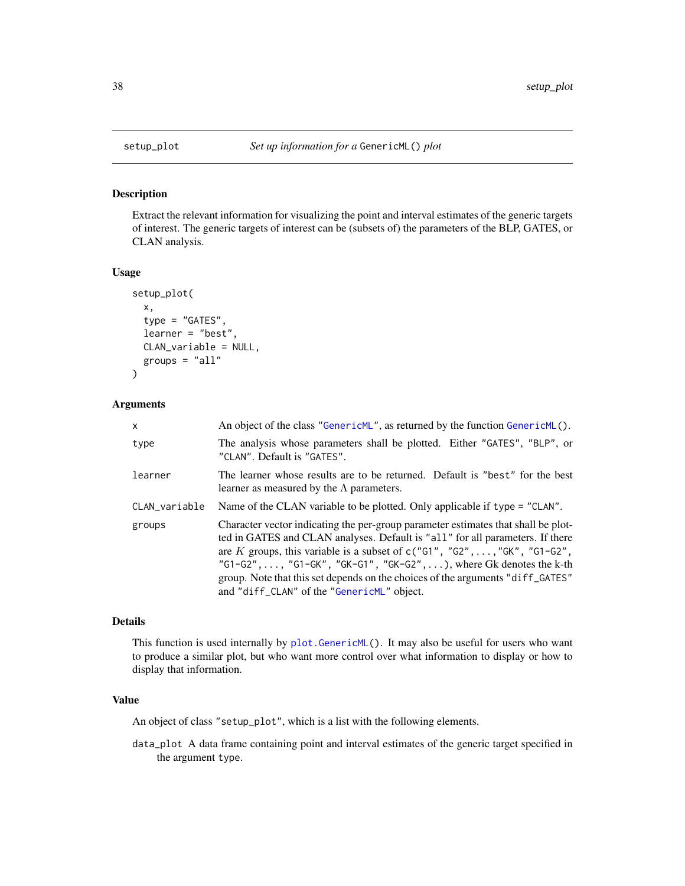setup_plot *Set up information for a* `GenericML()` *plot*

### Description

Extract the relevant information for visualizing the point and interval estimates of the generic targets of interest. The generic targets of interest can be (subsets of) the parameters of the BLP, GATES, or CLAN analysis.

### Usage

```
setup_plot(
  x,
  type = "GATES",
  learner = "best",
  CLAN_variable = NULL,
  groups = "all"
)
```

### Arguments

| | |
|---|---|
| `x` | An object of the class "GenericML", as returned by the function `GenericML()`. |
| `type` | The analysis whose parameters shall be plotted. Either "GATES", "BLP", or "CLAN". Default is "GATES". |
| `learner` | The learner whose results are to be returned. Default is "best" for the best learner as measured by the $\Lambda$ parameters. |
| `CLAN_variable` | Name of the CLAN variable to be plotted. Only applicable if `type = "CLAN"`. |
| `groups` | Character vector indicating the per-group parameter estimates that shall be plotted in GATES and CLAN analyses. Default is "all" for all parameters. If there are $K$ groups, this variable is a subset of `c("G1", "G2",...,"GK", "G1-G2", "G1-G2",..., "G1-GK", "GK-G1", "GK-G2",...)`, where Gk denotes the k-th group. Note that this set depends on the choices of the arguments "diff_GATES" and "diff_CLAN" of the "GenericML" object. |

### Details

This function is used internally by `plot.GenericML()`. It may also be useful for users who want to produce a similar plot, but who want more control over what information to display or how to display that information.

### Value

An object of class "setup_plot", which is a list with the following elements.

`data_plot` A data frame containing point and interval estimates of the generic target specified in the argument `type`.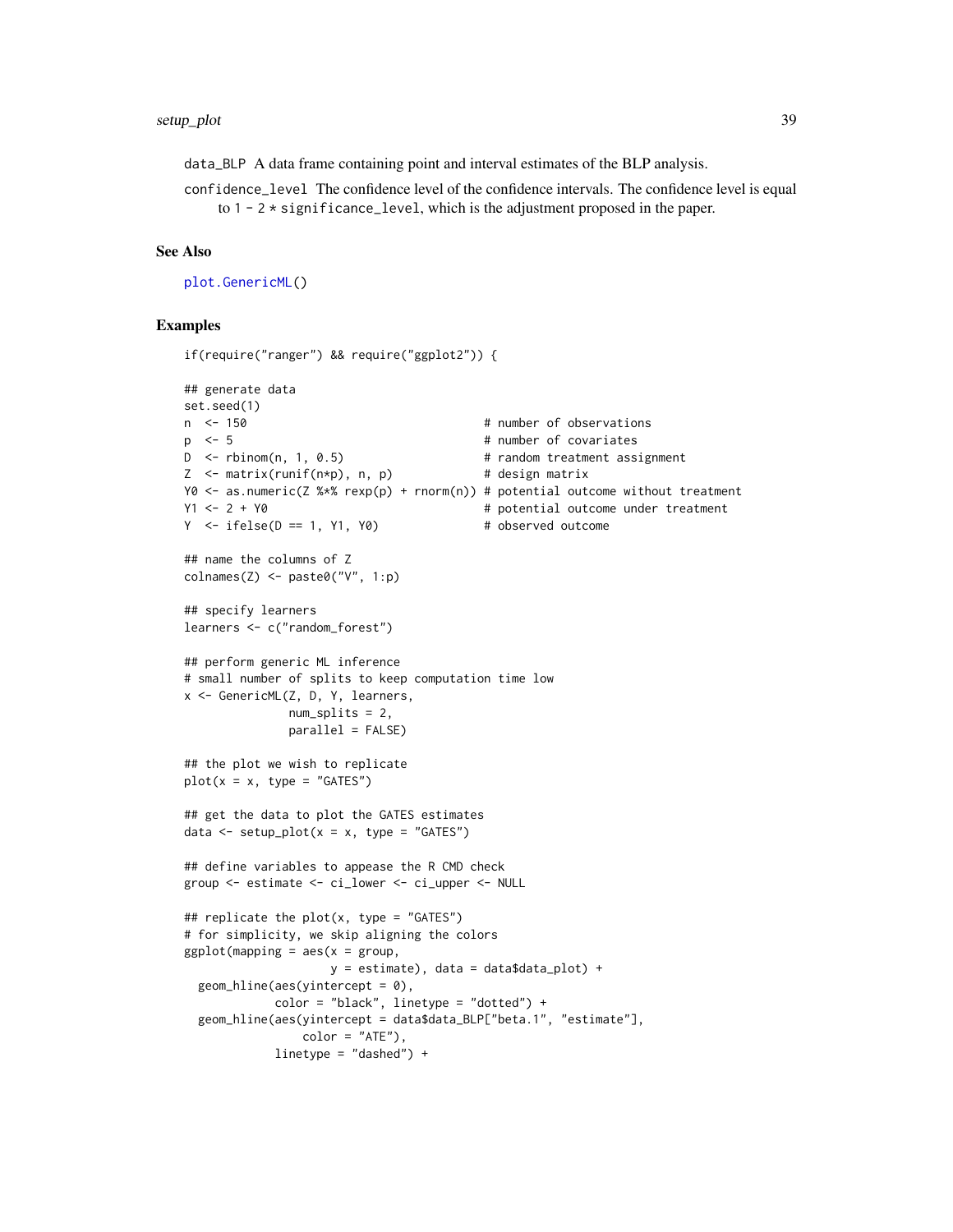data_BLP A data frame containing point and interval estimates of the BLP analysis.

confidence_level The confidence level of the confidence intervals. The confidence level is equal to 1 - 2 * significance_level, which is the adjustment proposed in the paper.

## See Also

plot.GenericML()

## Examples

```
if(require("ranger") && require("ggplot2")) {

## generate data
set.seed(1)
n  <- 150                                  # number of observations
p  <- 5                                    # number of covariates
D  <- rbinom(n, 1, 0.5)                    # random treatment assignment
Z  <- matrix(runif(n*p), n, p)             # design matrix
Y0 <- as.numeric(Z %*% rexp(p) + rnorm(n)) # potential outcome without treatment
Y1 <- 2 + Y0                               # potential outcome under treatment
Y  <- ifelse(D == 1, Y1, Y0)               # observed outcome

## name the columns of Z
colnames(Z) <- paste0("V", 1:p)

## specify learners
learners <- c("random_forest")

## perform generic ML inference
# small number of splits to keep computation time low
x <- GenericML(Z, D, Y, learners,
               num_splits = 2,
               parallel = FALSE)

## the plot we wish to replicate
plot(x = x, type = "GATES")

## get the data to plot the GATES estimates
data <- setup_plot(x = x, type = "GATES")

## define variables to appease the R CMD check
group <- estimate <- ci_lower <- ci_upper <- NULL

## replicate the plot(x, type = "GATES")
# for simplicity, we skip aligning the colors
ggplot(mapping = aes(x = group,
                     y = estimate), data = data$data_plot) +
  geom_hline(aes(yintercept = 0),
             color = "black", linetype = "dotted") +
  geom_hline(aes(yintercept = data$data_BLP["beta.1", "estimate"],
                 color = "ATE"),
             linetype = "dashed") +
```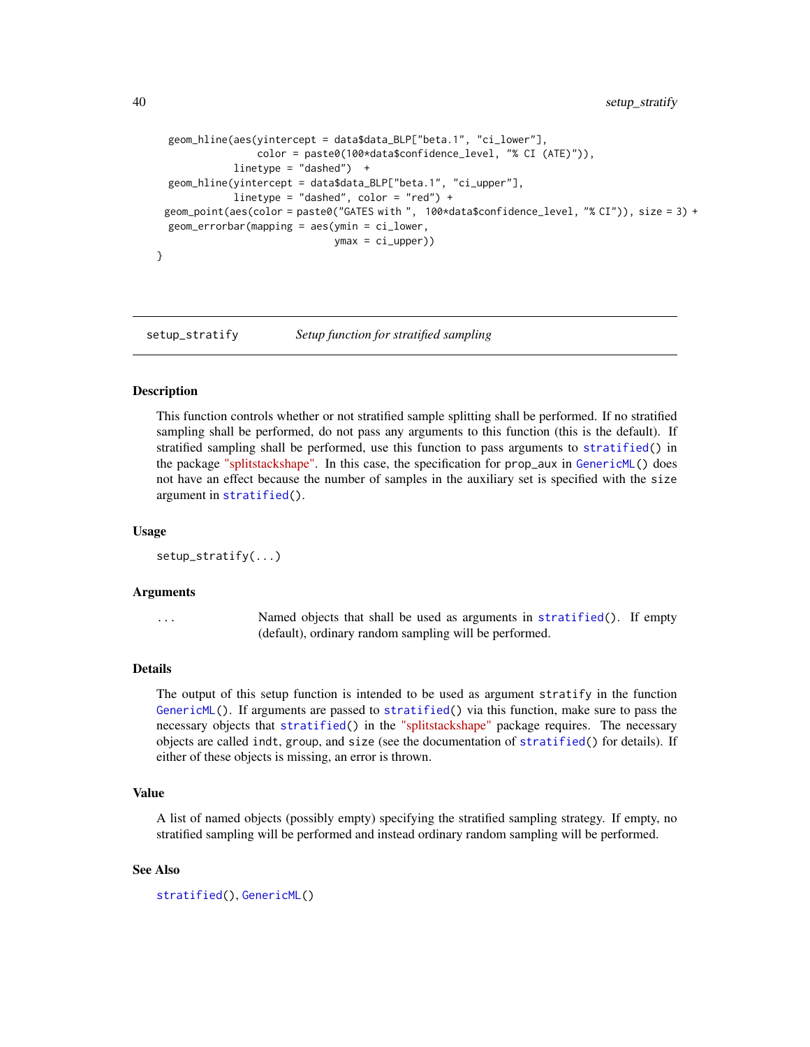```
  geom_hline(aes(yintercept = data$data_BLP["beta.1", "ci_lower"],
                 color = paste0(100*data$confidence_level, "% CI (ATE)")),
             linetype = "dashed")  +
  geom_hline(yintercept = data$data_BLP["beta.1", "ci_upper"],
             linetype = "dashed", color = "red") +
 geom_point(aes(color = paste0("GATES with ", 100*data$confidence_level, "% CI")), size = 3) +
  geom_errorbar(mapping = aes(ymin = ci_lower,
                              ymax = ci_upper))
}
```

---

## setup_stratify — *Setup function for stratified sampling*

### Description

This function controls whether or not stratified sample splitting shall be performed. If no stratified sampling shall be performed, do not pass any arguments to this function (this is the default). If stratified sampling shall be performed, use this function to pass arguments to `stratified()` in the package "splitstackshape". In this case, the specification for `prop_aux` in `GenericML()` does not have an effect because the number of samples in the auxiliary set is specified with the `size` argument in `stratified()`.

### Usage

```
setup_stratify(...)
```

### Arguments

| | |
|---|---|
| `...` | Named objects that shall be used as arguments in `stratified()`. If empty (default), ordinary random sampling will be performed. |

### Details

The output of this setup function is intended to be used as argument `stratify` in the function `GenericML()`. If arguments are passed to `stratified()` via this function, make sure to pass the necessary objects that `stratified()` in the "splitstackshape" package requires. The necessary objects are called `indt`, `group`, and `size` (see the documentation of `stratified()` for details). If either of these objects is missing, an error is thrown.

### Value

A list of named objects (possibly empty) specifying the stratified sampling strategy. If empty, no stratified sampling will be performed and instead ordinary random sampling will be performed.

### See Also

`stratified()`, `GenericML()`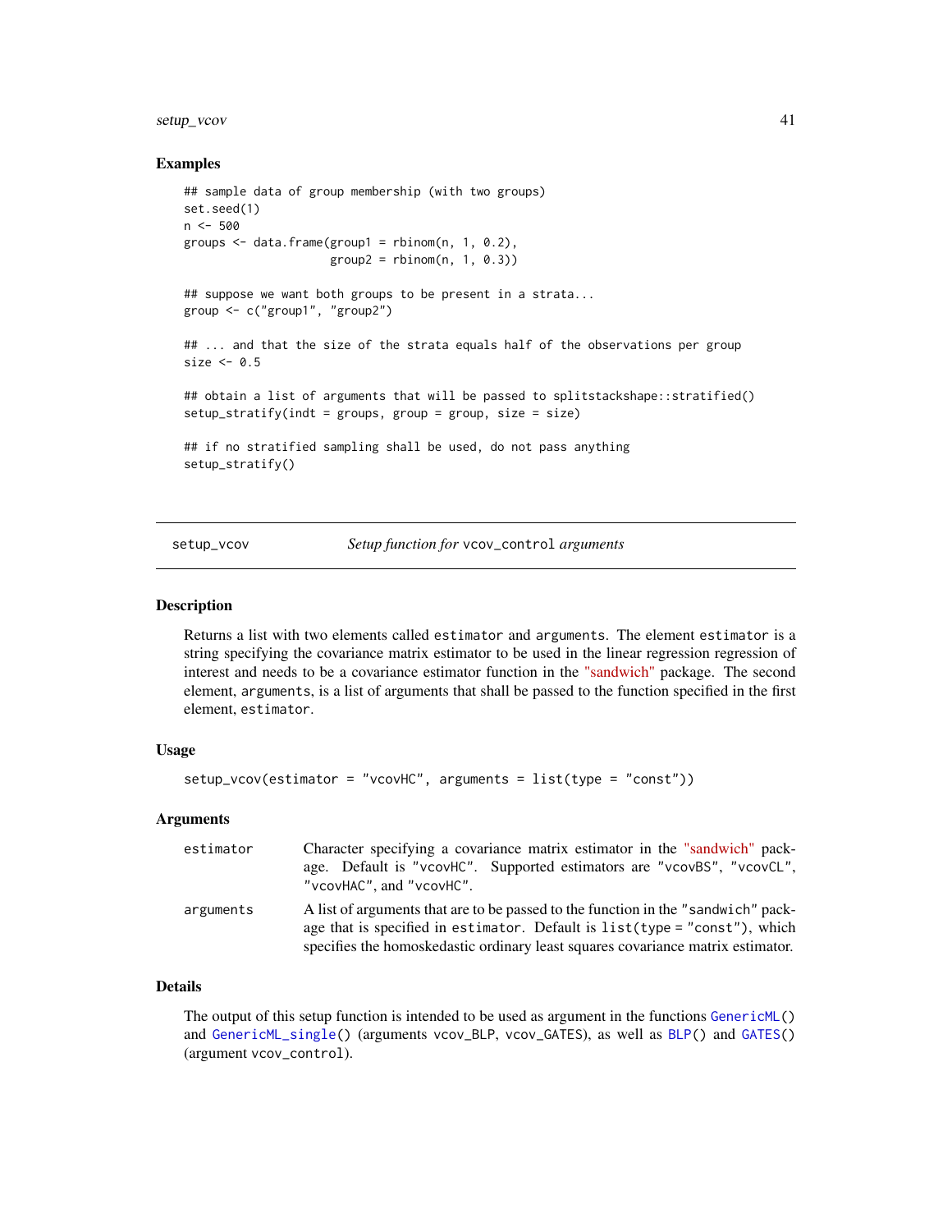## Examples

```
## sample data of group membership (with two groups)
set.seed(1)
n <- 500
groups <- data.frame(group1 = rbinom(n, 1, 0.2),
                     group2 = rbinom(n, 1, 0.3))

## suppose we want both groups to be present in a strata...
group <- c("group1", "group2")

## ... and that the size of the strata equals half of the observations per group
size <- 0.5

## obtain a list of arguments that will be passed to splitstackshape::stratified()
setup_stratify(indt = groups, group = group, size = size)

## if no stratified sampling shall be used, do not pass anything
setup_stratify()
```

---

# setup_vcov — *Setup function for* `vcov_control` *arguments*

## Description

Returns a list with two elements called `estimator` and `arguments`. The element `estimator` is a string specifying the covariance matrix estimator to be used in the linear regression regression of interest and needs to be a covariance estimator function in the "sandwich" package. The second element, `arguments`, is a list of arguments that shall be passed to the function specified in the first element, `estimator`.

## Usage

```
setup_vcov(estimator = "vcovHC", arguments = list(type = "const"))
```

## Arguments

| | |
|---|---|
| `estimator` | Character specifying a covariance matrix estimator in the "sandwich" package. Default is `"vcovHC"`. Supported estimators are `"vcovBS"`, `"vcovCL"`, `"vcovHAC"`, and `"vcovHC"`. |
| `arguments` | A list of arguments that are to be passed to the function in the `"sandwich"` package that is specified in `estimator`. Default is `list(type = "const")`, which specifies the homoskedastic ordinary least squares covariance matrix estimator. |

## Details

The output of this setup function is intended to be used as argument in the functions `GenericML()` and `GenericML_single()` (arguments `vcov_BLP`, `vcov_GATES`), as well as `BLP()` and `GATES()` (argument `vcov_control`).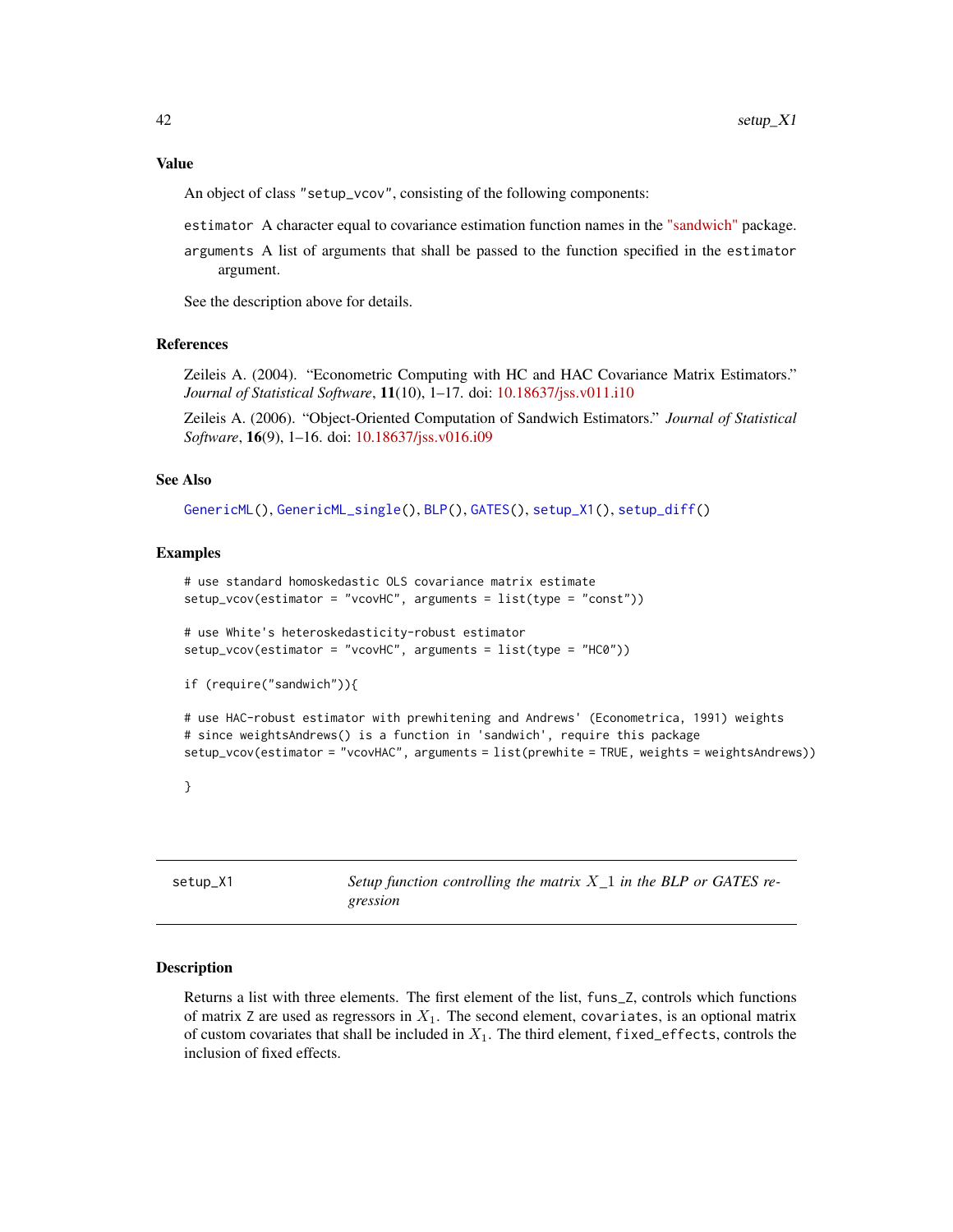### Value

An object of class "setup_vcov", consisting of the following components:

`estimator` A character equal to covariance estimation function names in the "sandwich" package.

`arguments` A list of arguments that shall be passed to the function specified in the `estimator` argument.

See the description above for details.

### References

Zeileis A. (2004). "Econometric Computing with HC and HAC Covariance Matrix Estimators." *Journal of Statistical Software*, **11**(10), 1–17. doi: 10.18637/jss.v011.i10

Zeileis A. (2006). "Object-Oriented Computation of Sandwich Estimators." *Journal of Statistical Software*, **16**(9), 1–16. doi: 10.18637/jss.v016.i09

### See Also

GenericML(), GenericML_single(), BLP(), GATES(), setup_X1(), setup_diff()

### Examples

```
# use standard homoskedastic OLS covariance matrix estimate
setup_vcov(estimator = "vcovHC", arguments = list(type = "const"))

# use White's heteroskedasticity-robust estimator
setup_vcov(estimator = "vcovHC", arguments = list(type = "HC0"))

if (require("sandwich")){

# use HAC-robust estimator with prewhitening and Andrews' (Econometrica, 1991) weights
# since weightsAndrews() is a function in 'sandwich', require this package
setup_vcov(estimator = "vcovHAC", arguments = list(prewhite = TRUE, weights = weightsAndrews))

}
```

---

## setup_X1 — *Setup function controlling the matrix $X\_1$ in the BLP or GATES regression*

### Description

Returns a list with three elements. The first element of the list, `funs_Z`, controls which functions of matrix `Z` are used as regressors in $X_1$. The second element, `covariates`, is an optional matrix of custom covariates that shall be included in $X_1$. The third element, `fixed_effects`, controls the inclusion of fixed effects.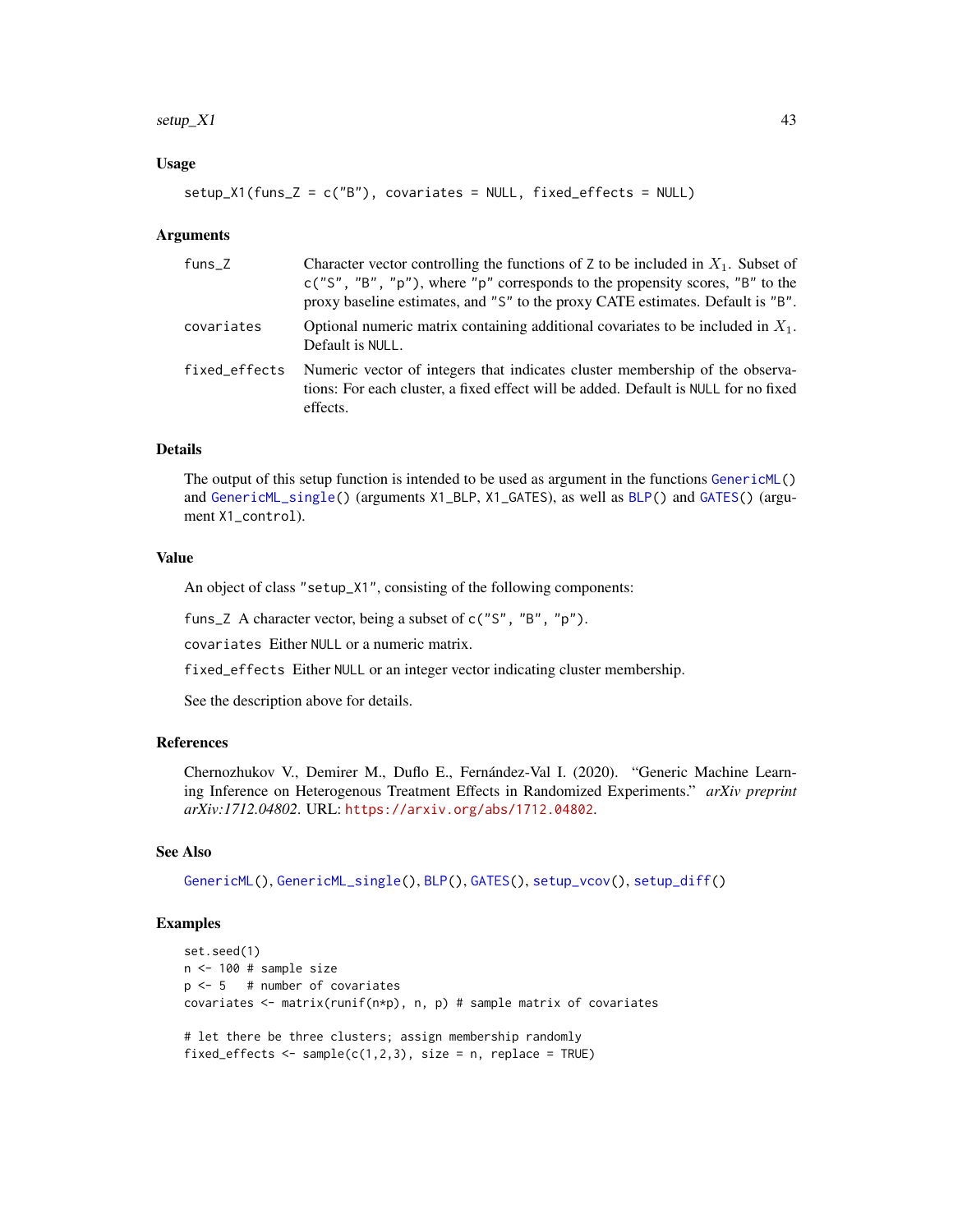### Usage

```
setup_X1(funs_Z = c("B"), covariates = NULL, fixed_effects = NULL)
```

### Arguments

| | |
|---|---|
| funs_Z | Character vector controlling the functions of Z to be included in $X_1$. Subset of c("S", "B", "p"), where "p" corresponds to the propensity scores, "B" to the proxy baseline estimates, and "S" to the proxy CATE estimates. Default is "B". |
| covariates | Optional numeric matrix containing additional covariates to be included in $X_1$. Default is NULL. |
| fixed_effects | Numeric vector of integers that indicates cluster membership of the observations: For each cluster, a fixed effect will be added. Default is NULL for no fixed effects. |

### Details

The output of this setup function is intended to be used as argument in the functions GenericML() and GenericML_single() (arguments X1_BLP, X1_GATES), as well as BLP() and GATES() (argument X1_control).

### Value

An object of class "setup_X1", consisting of the following components:

funs_Z A character vector, being a subset of c("S", "B", "p").

covariates Either NULL or a numeric matrix.

fixed_effects Either NULL or an integer vector indicating cluster membership.

See the description above for details.

### References

Chernozhukov V., Demirer M., Duflo E., Fernández-Val I. (2020). "Generic Machine Learning Inference on Heterogenous Treatment Effects in Randomized Experiments." *arXiv preprint arXiv:1712.04802*. URL: https://arxiv.org/abs/1712.04802.

### See Also

GenericML(), GenericML_single(), BLP(), GATES(), setup_vcov(), setup_diff()

### Examples

```
set.seed(1)
n <- 100 # sample size
p <- 5   # number of covariates
covariates <- matrix(runif(n*p), n, p) # sample matrix of covariates

# let there be three clusters; assign membership randomly
fixed_effects <- sample(c(1,2,3), size = n, replace = TRUE)
```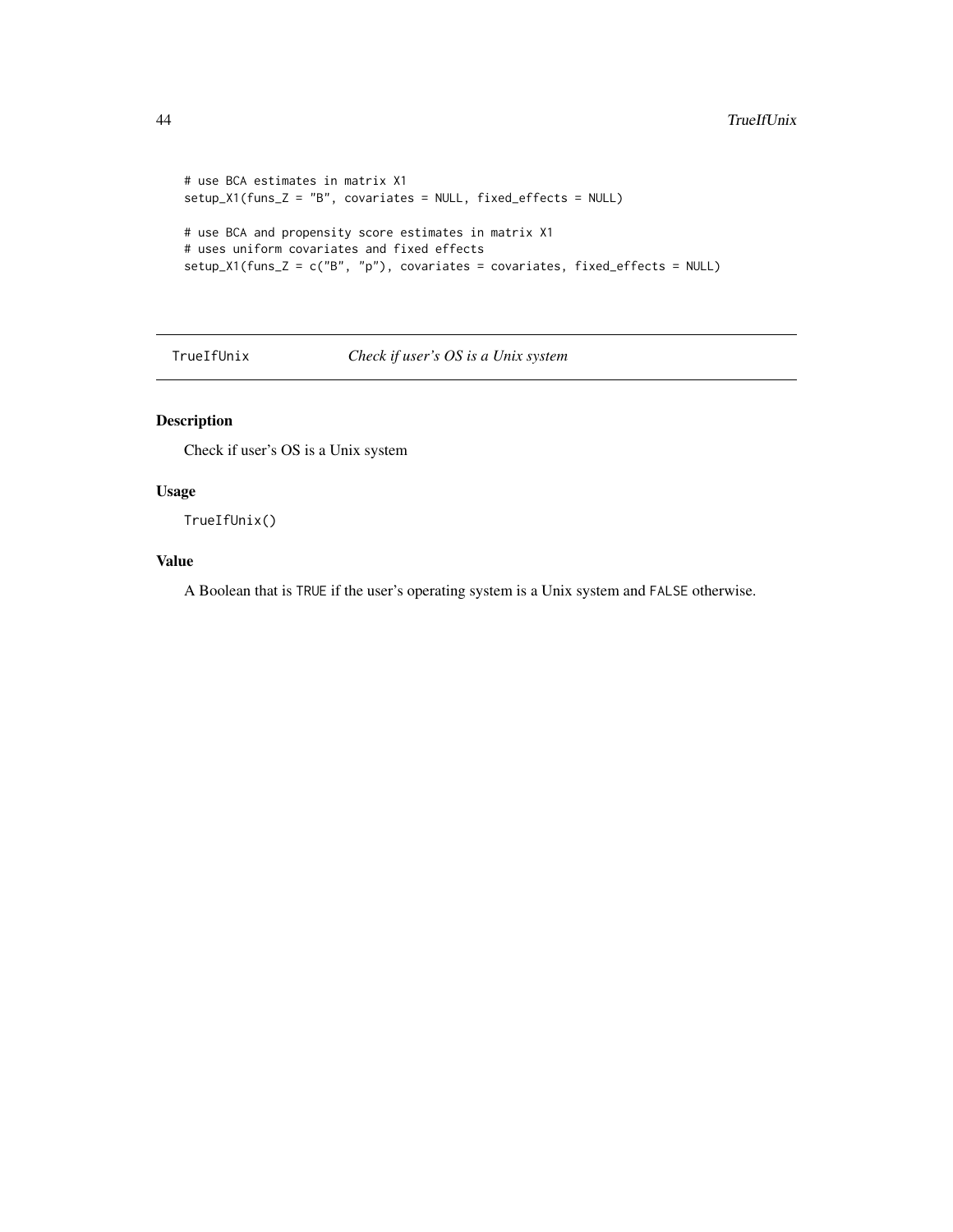```
# use BCA estimates in matrix X1
setup_X1(funs_Z = "B", covariates = NULL, fixed_effects = NULL)

# use BCA and propensity score estimates in matrix X1
# uses uniform covariates and fixed effects
setup_X1(funs_Z = c("B", "p"), covariates = covariates, fixed_effects = NULL)
```

## TrueIfUnix — *Check if user's OS is a Unix system*

### Description

Check if user's OS is a Unix system

### Usage

```
TrueIfUnix()
```

### Value

A Boolean that is `TRUE` if the user's operating system is a Unix system and `FALSE` otherwise.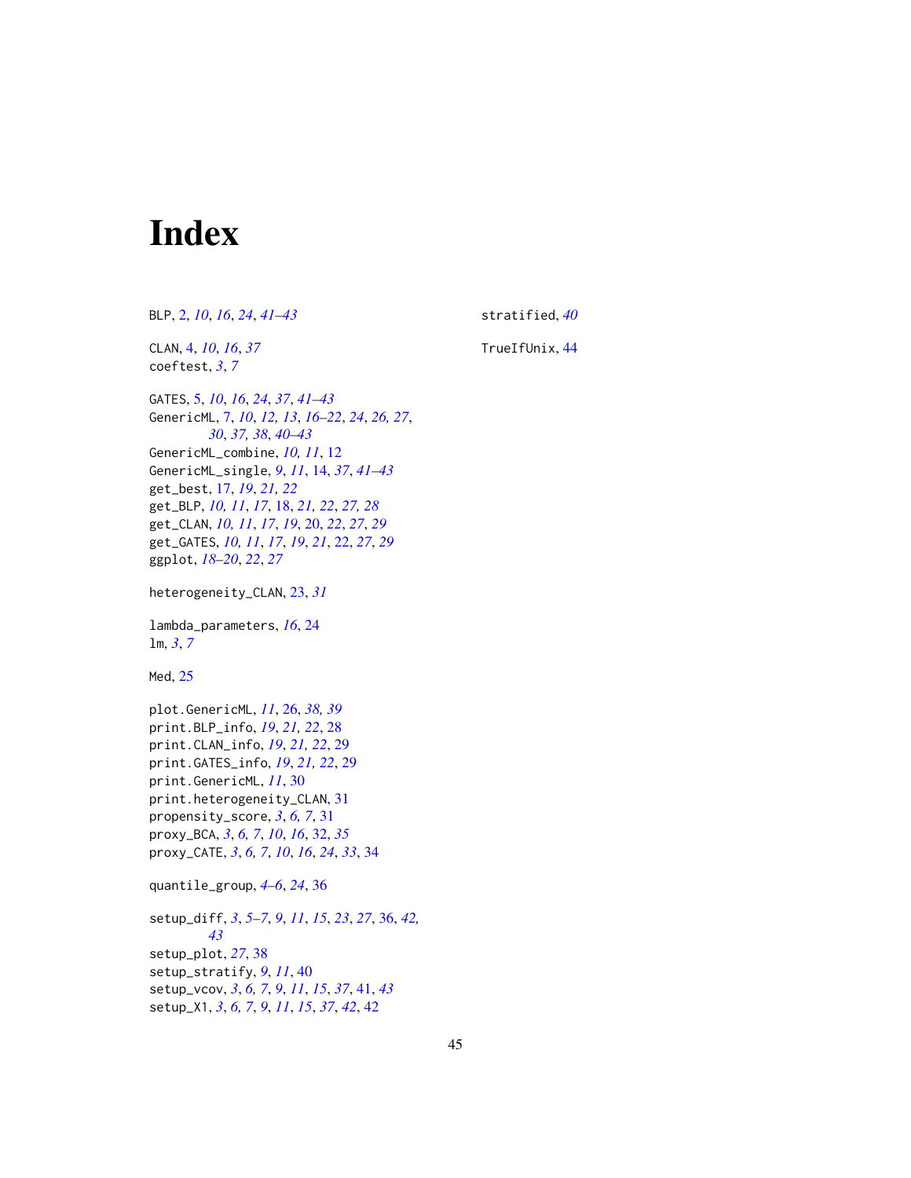# Index

BLP, 2, *10*, *16*, *24*, *41–43*

CLAN, 4, *10*, *16*, *37*
coeftest, *3*, *7*

GATES, 5, *10*, *16*, *24*, *37*, *41–43*
GenericML, 7, *10*, *12, 13*, *16–22*, *24*, *26, 27*, *30*, *37, 38*, *40–43*
GenericML_combine, *10, 11*, 12
GenericML_single, *9*, *11*, 14, *37*, *41–43*
get_best, 17, *19*, *21, 22*
get_BLP, *10, 11*, *17*, 18, *21, 22*, *27, 28*
get_CLAN, *10, 11*, *17*, *19*, 20, *22*, *27*, *29*
get_GATES, *10, 11*, *17*, *19*, *21*, 22, *27*, *29*
ggplot, *18–20*, *22*, *27*

heterogeneity_CLAN, 23, *31*

lambda_parameters, *16*, 24
lm, *3*, *7*

Med, 25

plot.GenericML, *11*, 26, *38, 39*
print.BLP_info, *19*, *21, 22*, 28
print.CLAN_info, *19*, *21, 22*, 29
print.GATES_info, *19*, *21, 22*, 29
print.GenericML, *11*, 30
print.heterogeneity_CLAN, 31
propensity_score, *3*, *6, 7*, 31
proxy_BCA, *3*, *6, 7*, *10*, *16*, 32, *35*
proxy_CATE, *3*, *6, 7*, *10*, *16*, *24*, *33*, 34

quantile_group, *4–6*, *24*, 36

setup_diff, *3*, *5–7*, *9*, *11*, *15*, *23*, *27*, 36, *42, 43*
setup_plot, *27*, 38
setup_stratify, *9*, *11*, 40
setup_vcov, *3*, *6, 7*, *9*, *11*, *15*, *37*, 41, *43*
setup_X1, *3*, *6, 7*, *9*, *11*, *15*, *37*, *42*, 42

stratified, *40*

TrueIfUnix, 44